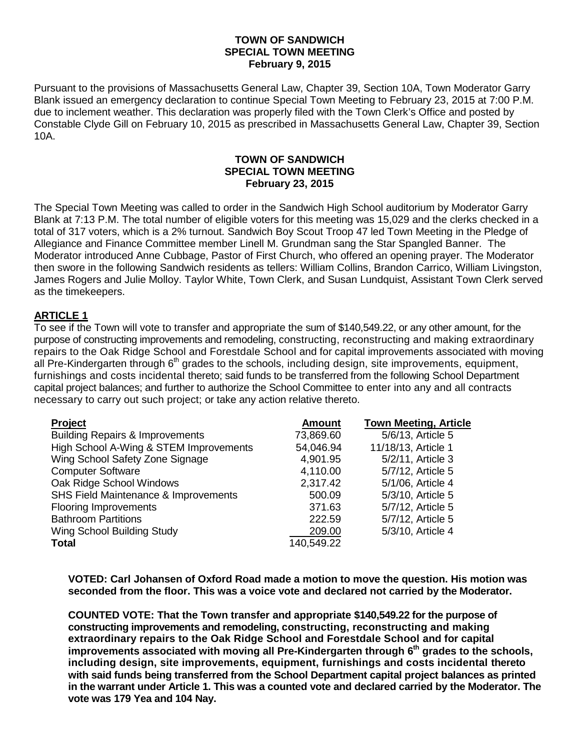# TOWN OF SANDWICH
## SPECIAL TOWN MEETING
### February 9, 2015

Pursuant to the provisions of Massachusetts General Law, Chapter 39, Section 10A, Town Moderator Garry Blank issued an emergency declaration to continue Special Town Meeting to February 23, 2015 at 7:00 P.M. due to inclement weather. This declaration was properly filed with the Town Clerk's Office and posted by Constable Clyde Gill on February 10, 2015 as prescribed in Massachusetts General Law, Chapter 39, Section 10A.

# TOWN OF SANDWICH
## SPECIAL TOWN MEETING
### February 23, 2015

The Special Town Meeting was called to order in the Sandwich High School auditorium by Moderator Garry Blank at 7:13 P.M. The total number of eligible voters for this meeting was 15,029 and the clerks checked in a total of 317 voters, which is a 2% turnout. Sandwich Boy Scout Troop 47 led Town Meeting in the Pledge of Allegiance and Finance Committee member Linell M. Grundman sang the Star Spangled Banner. The Moderator introduced Anne Cubbage, Pastor of First Church, who offered an opening prayer. The Moderator then swore in the following Sandwich residents as tellers: William Collins, Brandon Carrico, William Livingston, James Rogers and Julie Molloy. Taylor White, Town Clerk, and Susan Lundquist, Assistant Town Clerk served as the timekeepers.

**ARTICLE 1**

To see if the Town will vote to transfer and appropriate the sum of $140,549.22, or any other amount, for the purpose of constructing improvements and remodeling, constructing, reconstructing and making extraordinary repairs to the Oak Ridge School and Forestdale School and for capital improvements associated with moving all Pre-Kindergarten through 6th grades to the schools, including design, site improvements, equipment, furnishings and costs incidental thereto; said funds to be transferred from the following School Department capital project balances; and further to authorize the School Committee to enter into any and all contracts necessary to carry out such project; or take any action relative thereto.

| Project | Amount | Town Meeting, Article |
|---|---|---|
| Building Repairs & Improvements | 73,869.60 | 5/6/13, Article 5 |
| High School A-Wing & STEM Improvements | 54,046.94 | 11/18/13, Article 1 |
| Wing School Safety Zone Signage | 4,901.95 | 5/2/11, Article 3 |
| Computer Software | 4,110.00 | 5/7/12, Article 5 |
| Oak Ridge School Windows | 2,317.42 | 5/1/06, Article 4 |
| SHS Field Maintenance & Improvements | 500.09 | 5/3/10, Article 5 |
| Flooring Improvements | 371.63 | 5/7/12, Article 5 |
| Bathroom Partitions | 222.59 | 5/7/12, Article 5 |
| Wing School Building Study | 209.00 | 5/3/10, Article 4 |
| **Total** | 140,549.22 | |

**VOTED: Carl Johansen of Oxford Road made a motion to move the question. His motion was seconded from the floor. This was a voice vote and declared not carried by the Moderator.**

**COUNTED VOTE: That the Town transfer and appropriate $140,549.22 for the purpose of constructing improvements and remodeling, constructing, reconstructing and making extraordinary repairs to the Oak Ridge School and Forestdale School and for capital improvements associated with moving all Pre-Kindergarten through 6th grades to the schools, including design, site improvements, equipment, furnishings and costs incidental thereto with said funds being transferred from the School Department capital project balances as printed in the warrant under Article 1. This was a counted vote and declared carried by the Moderator. The vote was 179 Yea and 104 Nay.**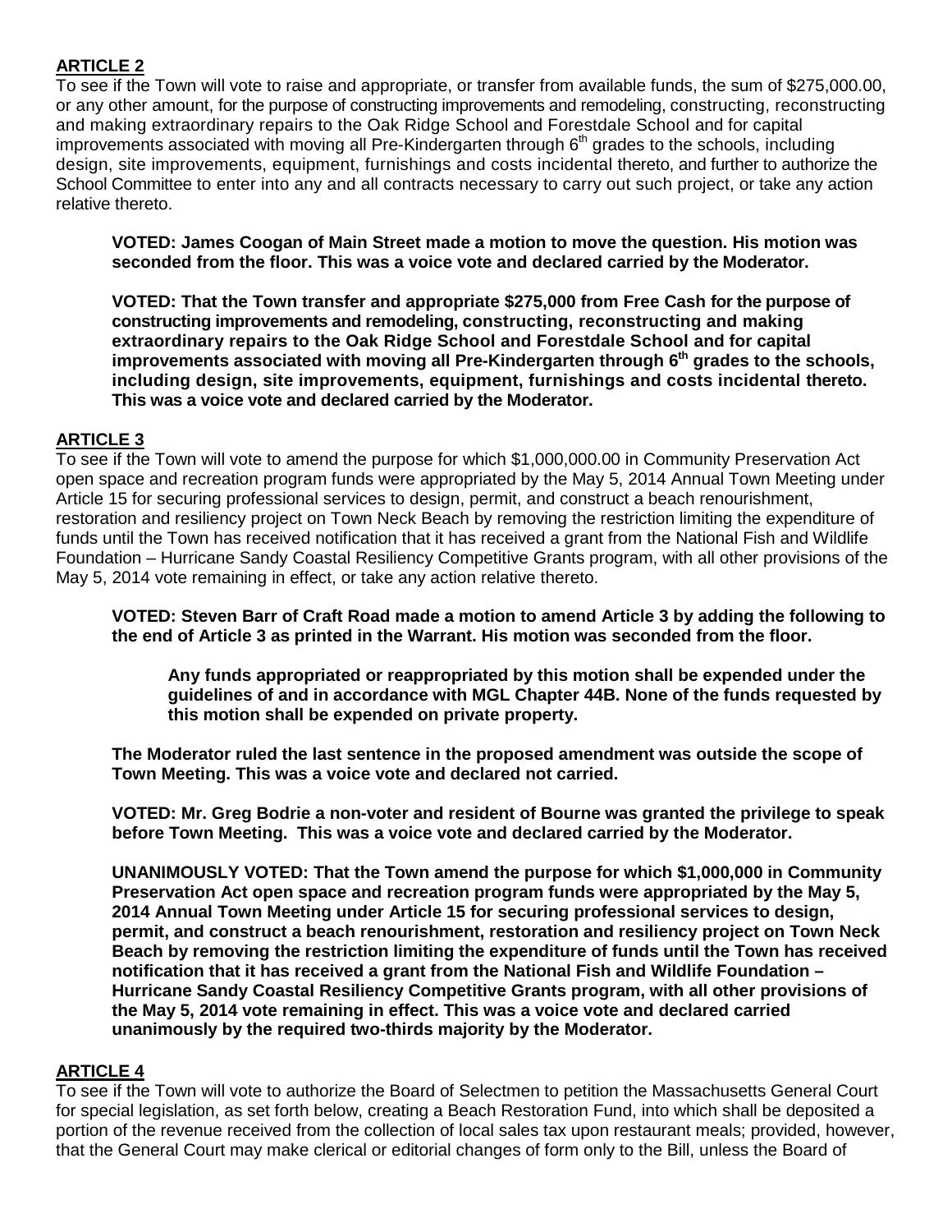**ARTICLE 2**

To see if the Town will vote to raise and appropriate, or transfer from available funds, the sum of $275,000.00, or any other amount, for the purpose of constructing improvements and remodeling, constructing, reconstructing and making extraordinary repairs to the Oak Ridge School and Forestdale School and for capital improvements associated with moving all Pre-Kindergarten through 6th grades to the schools, including design, site improvements, equipment, furnishings and costs incidental thereto, and further to authorize the School Committee to enter into any and all contracts necessary to carry out such project, or take any action relative thereto.

**VOTED: James Coogan of Main Street made a motion to move the question. His motion was seconded from the floor. This was a voice vote and declared carried by the Moderator.**

**VOTED: That the Town transfer and appropriate $275,000 from Free Cash for the purpose of constructing improvements and remodeling, constructing, reconstructing and making extraordinary repairs to the Oak Ridge School and Forestdale School and for capital improvements associated with moving all Pre-Kindergarten through 6th grades to the schools, including design, site improvements, equipment, furnishings and costs incidental thereto. This was a voice vote and declared carried by the Moderator.**

**ARTICLE 3**

To see if the Town will vote to amend the purpose for which $1,000,000.00 in Community Preservation Act open space and recreation program funds were appropriated by the May 5, 2014 Annual Town Meeting under Article 15 for securing professional services to design, permit, and construct a beach renourishment, restoration and resiliency project on Town Neck Beach by removing the restriction limiting the expenditure of funds until the Town has received notification that it has received a grant from the National Fish and Wildlife Foundation – Hurricane Sandy Coastal Resiliency Competitive Grants program, with all other provisions of the May 5, 2014 vote remaining in effect, or take any action relative thereto.

**VOTED: Steven Barr of Craft Road made a motion to amend Article 3 by adding the following to the end of Article 3 as printed in the Warrant. His motion was seconded from the floor.**

> **Any funds appropriated or reappropriated by this motion shall be expended under the guidelines of and in accordance with MGL Chapter 44B. None of the funds requested by this motion shall be expended on private property.**

**The Moderator ruled the last sentence in the proposed amendment was outside the scope of Town Meeting. This was a voice vote and declared not carried.**

**VOTED: Mr. Greg Bodrie a non-voter and resident of Bourne was granted the privilege to speak before Town Meeting. This was a voice vote and declared carried by the Moderator.**

**UNANIMOUSLY VOTED: That the Town amend the purpose for which $1,000,000 in Community Preservation Act open space and recreation program funds were appropriated by the May 5, 2014 Annual Town Meeting under Article 15 for securing professional services to design, permit, and construct a beach renourishment, restoration and resiliency project on Town Neck Beach by removing the restriction limiting the expenditure of funds until the Town has received notification that it has received a grant from the National Fish and Wildlife Foundation – Hurricane Sandy Coastal Resiliency Competitive Grants program, with all other provisions of the May 5, 2014 vote remaining in effect. This was a voice vote and declared carried unanimously by the required two-thirds majority by the Moderator.**

**ARTICLE 4**

To see if the Town will vote to authorize the Board of Selectmen to petition the Massachusetts General Court for special legislation, as set forth below, creating a Beach Restoration Fund, into which shall be deposited a portion of the revenue received from the collection of local sales tax upon restaurant meals; provided, however, that the General Court may make clerical or editorial changes of form only to the Bill, unless the Board of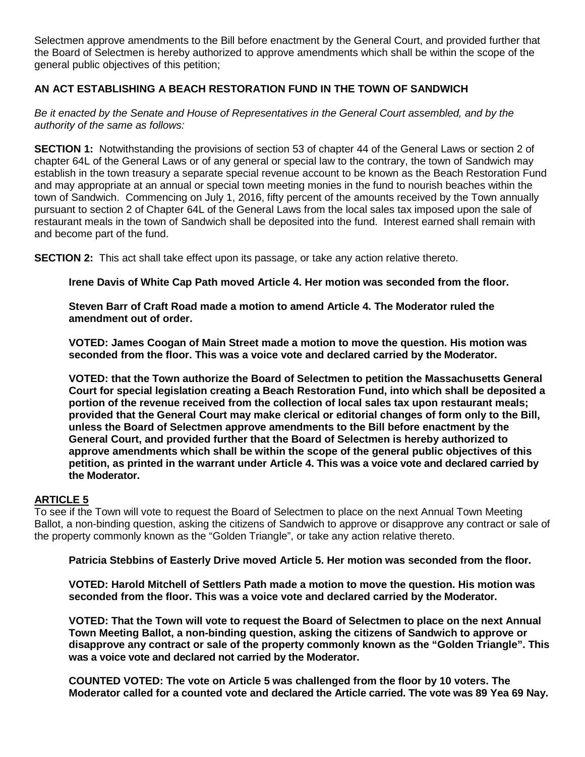Selectmen approve amendments to the Bill before enactment by the General Court, and provided further that the Board of Selectmen is hereby authorized to approve amendments which shall be within the scope of the general public objectives of this petition;

**AN ACT ESTABLISHING A BEACH RESTORATION FUND IN THE TOWN OF SANDWICH**

*Be it enacted by the Senate and House of Representatives in the General Court assembled, and by the authority of the same as follows:*

**SECTION 1:** Notwithstanding the provisions of section 53 of chapter 44 of the General Laws or section 2 of chapter 64L of the General Laws or of any general or special law to the contrary, the town of Sandwich may establish in the town treasury a separate special revenue account to be known as the Beach Restoration Fund and may appropriate at an annual or special town meeting monies in the fund to nourish beaches within the town of Sandwich. Commencing on July 1, 2016, fifty percent of the amounts received by the Town annually pursuant to section 2 of Chapter 64L of the General Laws from the local sales tax imposed upon the sale of restaurant meals in the town of Sandwich shall be deposited into the fund. Interest earned shall remain with and become part of the fund.

**SECTION 2:** This act shall take effect upon its passage, or take any action relative thereto.

**Irene Davis of White Cap Path moved Article 4. Her motion was seconded from the floor.**

**Steven Barr of Craft Road made a motion to amend Article 4. The Moderator ruled the amendment out of order.**

**VOTED: James Coogan of Main Street made a motion to move the question. His motion was seconded from the floor. This was a voice vote and declared carried by the Moderator.**

**VOTED: that the Town authorize the Board of Selectmen to petition the Massachusetts General Court for special legislation creating a Beach Restoration Fund, into which shall be deposited a portion of the revenue received from the collection of local sales tax upon restaurant meals; provided that the General Court may make clerical or editorial changes of form only to the Bill, unless the Board of Selectmen approve amendments to the Bill before enactment by the General Court, and provided further that the Board of Selectmen is hereby authorized to approve amendments which shall be within the scope of the general public objectives of this petition, as printed in the warrant under Article 4. This was a voice vote and declared carried by the Moderator.**

## ARTICLE 5

To see if the Town will vote to request the Board of Selectmen to place on the next Annual Town Meeting Ballot, a non-binding question, asking the citizens of Sandwich to approve or disapprove any contract or sale of the property commonly known as the "Golden Triangle", or take any action relative thereto.

**Patricia Stebbins of Easterly Drive moved Article 5. Her motion was seconded from the floor.**

**VOTED: Harold Mitchell of Settlers Path made a motion to move the question. His motion was seconded from the floor. This was a voice vote and declared carried by the Moderator.**

**VOTED: That the Town will vote to request the Board of Selectmen to place on the next Annual Town Meeting Ballot, a non-binding question, asking the citizens of Sandwich to approve or disapprove any contract or sale of the property commonly known as the "Golden Triangle". This was a voice vote and declared not carried by the Moderator.**

**COUNTED VOTED: The vote on Article 5 was challenged from the floor by 10 voters. The Moderator called for a counted vote and declared the Article carried. The vote was 89 Yea 69 Nay.**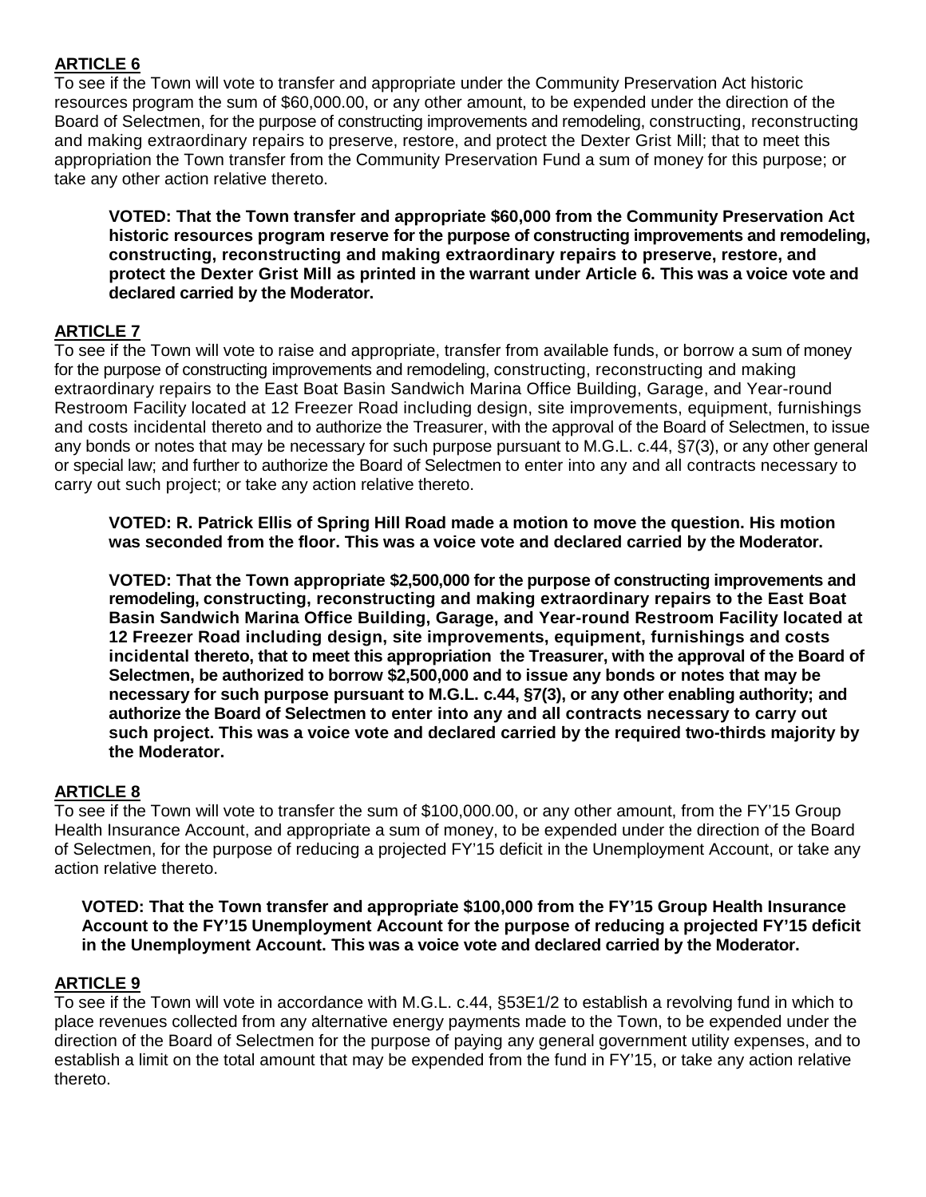## ARTICLE 6

To see if the Town will vote to transfer and appropriate under the Community Preservation Act historic resources program the sum of $60,000.00, or any other amount, to be expended under the direction of the Board of Selectmen, for the purpose of constructing improvements and remodeling, constructing, reconstructing and making extraordinary repairs to preserve, restore, and protect the Dexter Grist Mill; that to meet this appropriation the Town transfer from the Community Preservation Fund a sum of money for this purpose; or take any other action relative thereto.

**VOTED: That the Town transfer and appropriate $60,000 from the Community Preservation Act historic resources program reserve for the purpose of constructing improvements and remodeling, constructing, reconstructing and making extraordinary repairs to preserve, restore, and protect the Dexter Grist Mill as printed in the warrant under Article 6. This was a voice vote and declared carried by the Moderator.**

## ARTICLE 7

To see if the Town will vote to raise and appropriate, transfer from available funds, or borrow a sum of money for the purpose of constructing improvements and remodeling, constructing, reconstructing and making extraordinary repairs to the East Boat Basin Sandwich Marina Office Building, Garage, and Year-round Restroom Facility located at 12 Freezer Road including design, site improvements, equipment, furnishings and costs incidental thereto and to authorize the Treasurer, with the approval of the Board of Selectmen, to issue any bonds or notes that may be necessary for such purpose pursuant to M.G.L. c.44, §7(3), or any other general or special law; and further to authorize the Board of Selectmen to enter into any and all contracts necessary to carry out such project; or take any action relative thereto.

**VOTED: R. Patrick Ellis of Spring Hill Road made a motion to move the question. His motion was seconded from the floor. This was a voice vote and declared carried by the Moderator.**

**VOTED: That the Town appropriate $2,500,000 for the purpose of constructing improvements and remodeling, constructing, reconstructing and making extraordinary repairs to the East Boat Basin Sandwich Marina Office Building, Garage, and Year-round Restroom Facility located at 12 Freezer Road including design, site improvements, equipment, furnishings and costs incidental thereto, that to meet this appropriation the Treasurer, with the approval of the Board of Selectmen, be authorized to borrow $2,500,000 and to issue any bonds or notes that may be necessary for such purpose pursuant to M.G.L. c.44, §7(3), or any other enabling authority; and authorize the Board of Selectmen to enter into any and all contracts necessary to carry out such project. This was a voice vote and declared carried by the required two-thirds majority by the Moderator.**

## ARTICLE 8

To see if the Town will vote to transfer the sum of $100,000.00, or any other amount, from the FY'15 Group Health Insurance Account, and appropriate a sum of money, to be expended under the direction of the Board of Selectmen, for the purpose of reducing a projected FY'15 deficit in the Unemployment Account, or take any action relative thereto.

**VOTED: That the Town transfer and appropriate $100,000 from the FY'15 Group Health Insurance Account to the FY'15 Unemployment Account for the purpose of reducing a projected FY'15 deficit in the Unemployment Account. This was a voice vote and declared carried by the Moderator.**

## ARTICLE 9

To see if the Town will vote in accordance with M.G.L. c.44, §53E1/2 to establish a revolving fund in which to place revenues collected from any alternative energy payments made to the Town, to be expended under the direction of the Board of Selectmen for the purpose of paying any general government utility expenses, and to establish a limit on the total amount that may be expended from the fund in FY'15, or take any action relative thereto.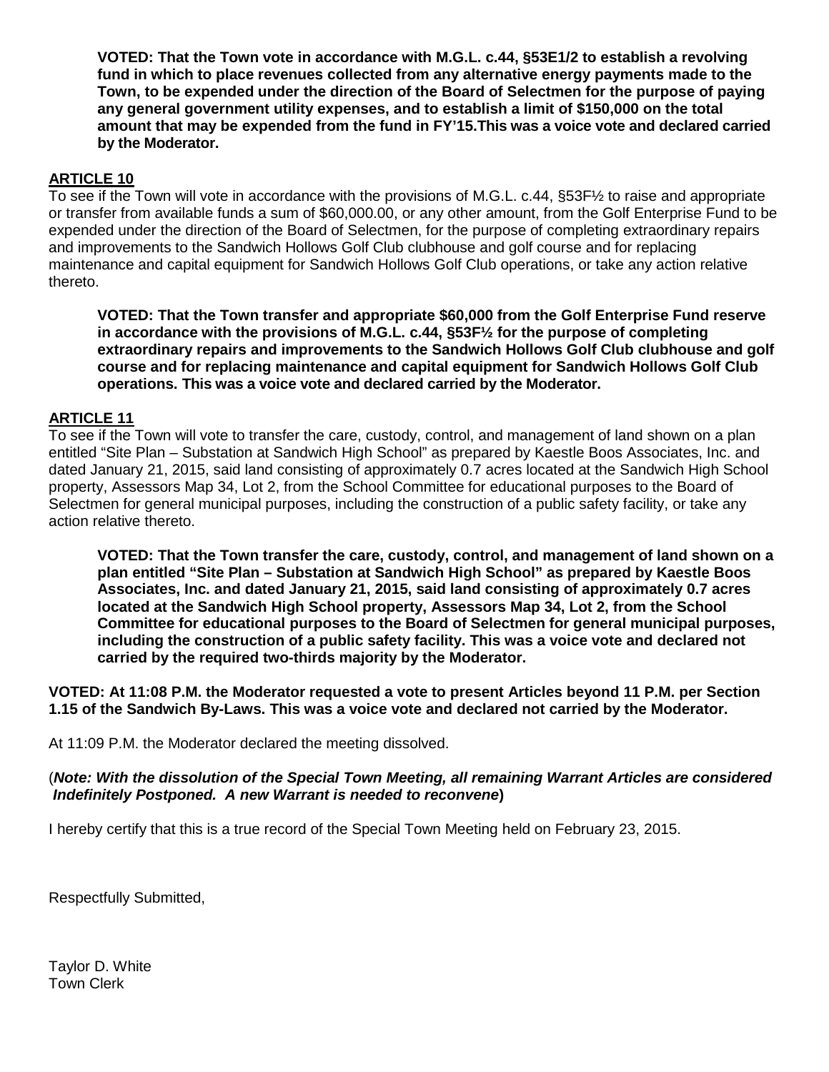**VOTED: That the Town vote in accordance with M.G.L. c.44, §53E1/2 to establish a revolving fund in which to place revenues collected from any alternative energy payments made to the Town, to be expended under the direction of the Board of Selectmen for the purpose of paying any general government utility expenses, and to establish a limit of $150,000 on the total amount that may be expended from the fund in FY'15.This was a voice vote and declared carried by the Moderator.**

## ARTICLE 10

To see if the Town will vote in accordance with the provisions of M.G.L. c.44, §53F½ to raise and appropriate or transfer from available funds a sum of $60,000.00, or any other amount, from the Golf Enterprise Fund to be expended under the direction of the Board of Selectmen, for the purpose of completing extraordinary repairs and improvements to the Sandwich Hollows Golf Club clubhouse and golf course and for replacing maintenance and capital equipment for Sandwich Hollows Golf Club operations, or take any action relative thereto.

**VOTED: That the Town transfer and appropriate $60,000 from the Golf Enterprise Fund reserve in accordance with the provisions of M.G.L. c.44, §53F½ for the purpose of completing extraordinary repairs and improvements to the Sandwich Hollows Golf Club clubhouse and golf course and for replacing maintenance and capital equipment for Sandwich Hollows Golf Club operations. This was a voice vote and declared carried by the Moderator.**

## ARTICLE 11

To see if the Town will vote to transfer the care, custody, control, and management of land shown on a plan entitled "Site Plan – Substation at Sandwich High School" as prepared by Kaestle Boos Associates, Inc. and dated January 21, 2015, said land consisting of approximately 0.7 acres located at the Sandwich High School property, Assessors Map 34, Lot 2, from the School Committee for educational purposes to the Board of Selectmen for general municipal purposes, including the construction of a public safety facility, or take any action relative thereto.

**VOTED: That the Town transfer the care, custody, control, and management of land shown on a plan entitled "Site Plan – Substation at Sandwich High School" as prepared by Kaestle Boos Associates, Inc. and dated January 21, 2015, said land consisting of approximately 0.7 acres located at the Sandwich High School property, Assessors Map 34, Lot 2, from the School Committee for educational purposes to the Board of Selectmen for general municipal purposes, including the construction of a public safety facility. This was a voice vote and declared not carried by the required two-thirds majority by the Moderator.**

**VOTED: At 11:08 P.M. the Moderator requested a vote to present Articles beyond 11 P.M. per Section 1.15 of the Sandwich By-Laws. This was a voice vote and declared not carried by the Moderator.**

At 11:09 P.M. the Moderator declared the meeting dissolved.

(***Note: With the dissolution of the Special Town Meeting, all remaining Warrant Articles are considered Indefinitely Postponed. A new Warrant is needed to reconvene***)

I hereby certify that this is a true record of the Special Town Meeting held on February 23, 2015.

Respectfully Submitted,

Taylor D. White
Town Clerk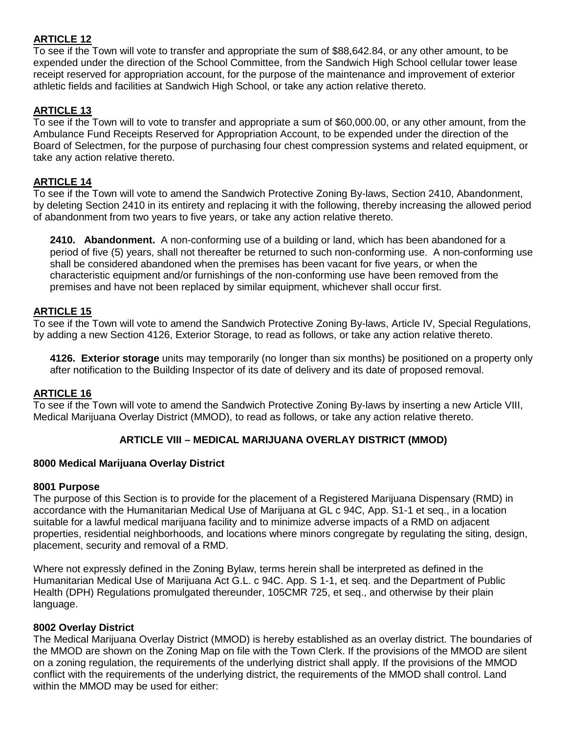**ARTICLE 12**

To see if the Town will vote to transfer and appropriate the sum of $88,642.84, or any other amount, to be expended under the direction of the School Committee, from the Sandwich High School cellular tower lease receipt reserved for appropriation account, for the purpose of the maintenance and improvement of exterior athletic fields and facilities at Sandwich High School, or take any action relative thereto.

**ARTICLE 13**

To see if the Town will to vote to transfer and appropriate a sum of $60,000.00, or any other amount, from the Ambulance Fund Receipts Reserved for Appropriation Account, to be expended under the direction of the Board of Selectmen, for the purpose of purchasing four chest compression systems and related equipment, or take any action relative thereto.

**ARTICLE 14**

To see if the Town will vote to amend the Sandwich Protective Zoning By-laws, Section 2410, Abandonment, by deleting Section 2410 in its entirety and replacing it with the following, thereby increasing the allowed period of abandonment from two years to five years, or take any action relative thereto.

> **2410. Abandonment.** A non-conforming use of a building or land, which has been abandoned for a period of five (5) years, shall not thereafter be returned to such non-conforming use. A non-conforming use shall be considered abandoned when the premises has been vacant for five years, or when the characteristic equipment and/or furnishings of the non-conforming use have been removed from the premises and have not been replaced by similar equipment, whichever shall occur first.

**ARTICLE 15**

To see if the Town will vote to amend the Sandwich Protective Zoning By-laws, Article IV, Special Regulations, by adding a new Section 4126, Exterior Storage, to read as follows, or take any action relative thereto.

> **4126. Exterior storage** units may temporarily (no longer than six months) be positioned on a property only after notification to the Building Inspector of its date of delivery and its date of proposed removal.

**ARTICLE 16**

To see if the Town will vote to amend the Sandwich Protective Zoning By-laws by inserting a new Article VIII, Medical Marijuana Overlay District (MMOD), to read as follows, or take any action relative thereto.

## ARTICLE VIII – MEDICAL MARIJUANA OVERLAY DISTRICT (MMOD)

**8000 Medical Marijuana Overlay District**

**8001 Purpose**

The purpose of this Section is to provide for the placement of a Registered Marijuana Dispensary (RMD) in accordance with the Humanitarian Medical Use of Marijuana at GL c 94C, App. S1-1 et seq., in a location suitable for a lawful medical marijuana facility and to minimize adverse impacts of a RMD on adjacent properties, residential neighborhoods, and locations where minors congregate by regulating the siting, design, placement, security and removal of a RMD.

Where not expressly defined in the Zoning Bylaw, terms herein shall be interpreted as defined in the Humanitarian Medical Use of Marijuana Act G.L. c 94C. App. S 1-1, et seq. and the Department of Public Health (DPH) Regulations promulgated thereunder, 105CMR 725, et seq., and otherwise by their plain language.

**8002 Overlay District**

The Medical Marijuana Overlay District (MMOD) is hereby established as an overlay district. The boundaries of the MMOD are shown on the Zoning Map on file with the Town Clerk. If the provisions of the MMOD are silent on a zoning regulation, the requirements of the underlying district shall apply. If the provisions of the MMOD conflict with the requirements of the underlying district, the requirements of the MMOD shall control. Land within the MMOD may be used for either: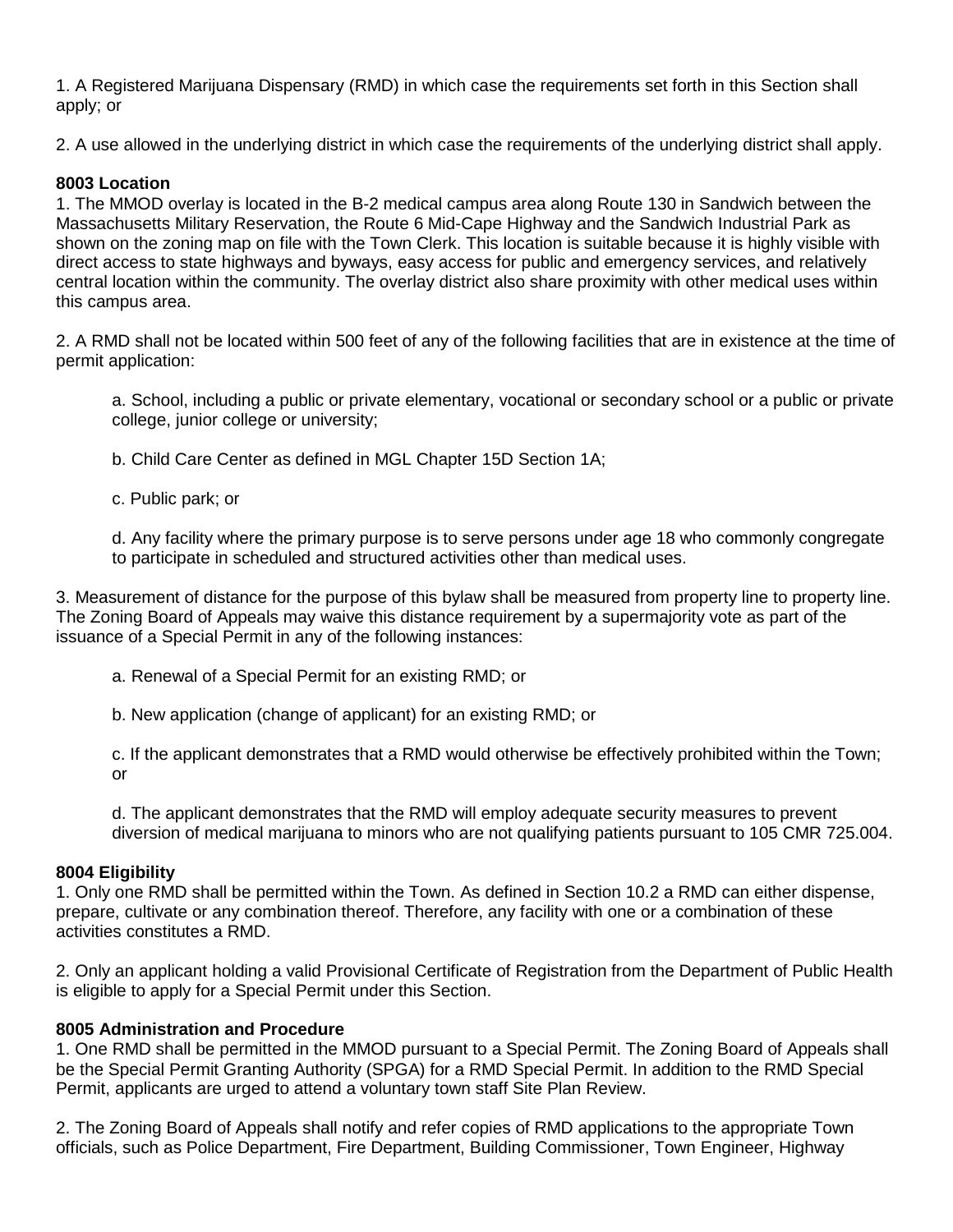1. A Registered Marijuana Dispensary (RMD) in which case the requirements set forth in this Section shall apply; or

2. A use allowed in the underlying district in which case the requirements of the underlying district shall apply.

**8003 Location**

1. The MMOD overlay is located in the B-2 medical campus area along Route 130 in Sandwich between the Massachusetts Military Reservation, the Route 6 Mid-Cape Highway and the Sandwich Industrial Park as shown on the zoning map on file with the Town Clerk. This location is suitable because it is highly visible with direct access to state highways and byways, easy access for public and emergency services, and relatively central location within the community. The overlay district also share proximity with other medical uses within this campus area.

2. A RMD shall not be located within 500 feet of any of the following facilities that are in existence at the time of permit application:

   a. School, including a public or private elementary, vocational or secondary school or a public or private college, junior college or university;

   b. Child Care Center as defined in MGL Chapter 15D Section 1A;

   c. Public park; or

   d. Any facility where the primary purpose is to serve persons under age 18 who commonly congregate to participate in scheduled and structured activities other than medical uses.

3. Measurement of distance for the purpose of this bylaw shall be measured from property line to property line. The Zoning Board of Appeals may waive this distance requirement by a supermajority vote as part of the issuance of a Special Permit in any of the following instances:

   a. Renewal of a Special Permit for an existing RMD; or

   b. New application (change of applicant) for an existing RMD; or

   c. If the applicant demonstrates that a RMD would otherwise be effectively prohibited within the Town; or

   d. The applicant demonstrates that the RMD will employ adequate security measures to prevent diversion of medical marijuana to minors who are not qualifying patients pursuant to 105 CMR 725.004.

**8004 Eligibility**

1. Only one RMD shall be permitted within the Town. As defined in Section 10.2 a RMD can either dispense, prepare, cultivate or any combination thereof. Therefore, any facility with one or a combination of these activities constitutes a RMD.

2. Only an applicant holding a valid Provisional Certificate of Registration from the Department of Public Health is eligible to apply for a Special Permit under this Section.

**8005 Administration and Procedure**

1. One RMD shall be permitted in the MMOD pursuant to a Special Permit. The Zoning Board of Appeals shall be the Special Permit Granting Authority (SPGA) for a RMD Special Permit. In addition to the RMD Special Permit, applicants are urged to attend a voluntary town staff Site Plan Review.

2. The Zoning Board of Appeals shall notify and refer copies of RMD applications to the appropriate Town officials, such as Police Department, Fire Department, Building Commissioner, Town Engineer, Highway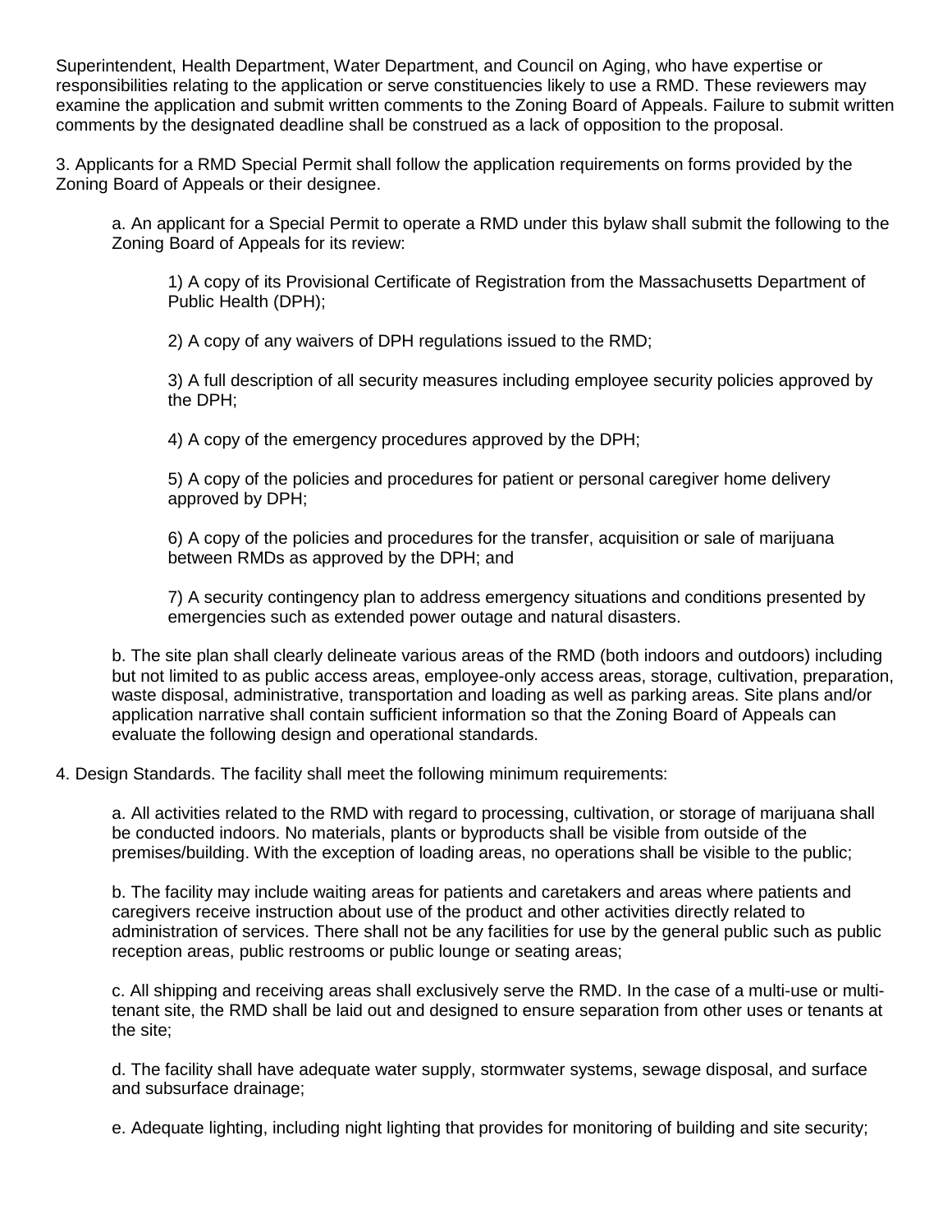Superintendent, Health Department, Water Department, and Council on Aging, who have expertise or responsibilities relating to the application or serve constituencies likely to use a RMD. These reviewers may examine the application and submit written comments to the Zoning Board of Appeals. Failure to submit written comments by the designated deadline shall be construed as a lack of opposition to the proposal.

3. Applicants for a RMD Special Permit shall follow the application requirements on forms provided by the Zoning Board of Appeals or their designee.

   a. An applicant for a Special Permit to operate a RMD under this bylaw shall submit the following to the Zoning Board of Appeals for its review:

      1) A copy of its Provisional Certificate of Registration from the Massachusetts Department of Public Health (DPH);

      2) A copy of any waivers of DPH regulations issued to the RMD;

      3) A full description of all security measures including employee security policies approved by the DPH;

      4) A copy of the emergency procedures approved by the DPH;

      5) A copy of the policies and procedures for patient or personal caregiver home delivery approved by DPH;

      6) A copy of the policies and procedures for the transfer, acquisition or sale of marijuana between RMDs as approved by the DPH; and

      7) A security contingency plan to address emergency situations and conditions presented by emergencies such as extended power outage and natural disasters.

   b. The site plan shall clearly delineate various areas of the RMD (both indoors and outdoors) including but not limited to as public access areas, employee-only access areas, storage, cultivation, preparation, waste disposal, administrative, transportation and loading as well as parking areas. Site plans and/or application narrative shall contain sufficient information so that the Zoning Board of Appeals can evaluate the following design and operational standards.

4. Design Standards. The facility shall meet the following minimum requirements:

   a. All activities related to the RMD with regard to processing, cultivation, or storage of marijuana shall be conducted indoors. No materials, plants or byproducts shall be visible from outside of the premises/building. With the exception of loading areas, no operations shall be visible to the public;

   b. The facility may include waiting areas for patients and caretakers and areas where patients and caregivers receive instruction about use of the product and other activities directly related to administration of services. There shall not be any facilities for use by the general public such as public reception areas, public restrooms or public lounge or seating areas;

   c. All shipping and receiving areas shall exclusively serve the RMD. In the case of a multi-use or multi-tenant site, the RMD shall be laid out and designed to ensure separation from other uses or tenants at the site;

   d. The facility shall have adequate water supply, stormwater systems, sewage disposal, and surface and subsurface drainage;

   e. Adequate lighting, including night lighting that provides for monitoring of building and site security;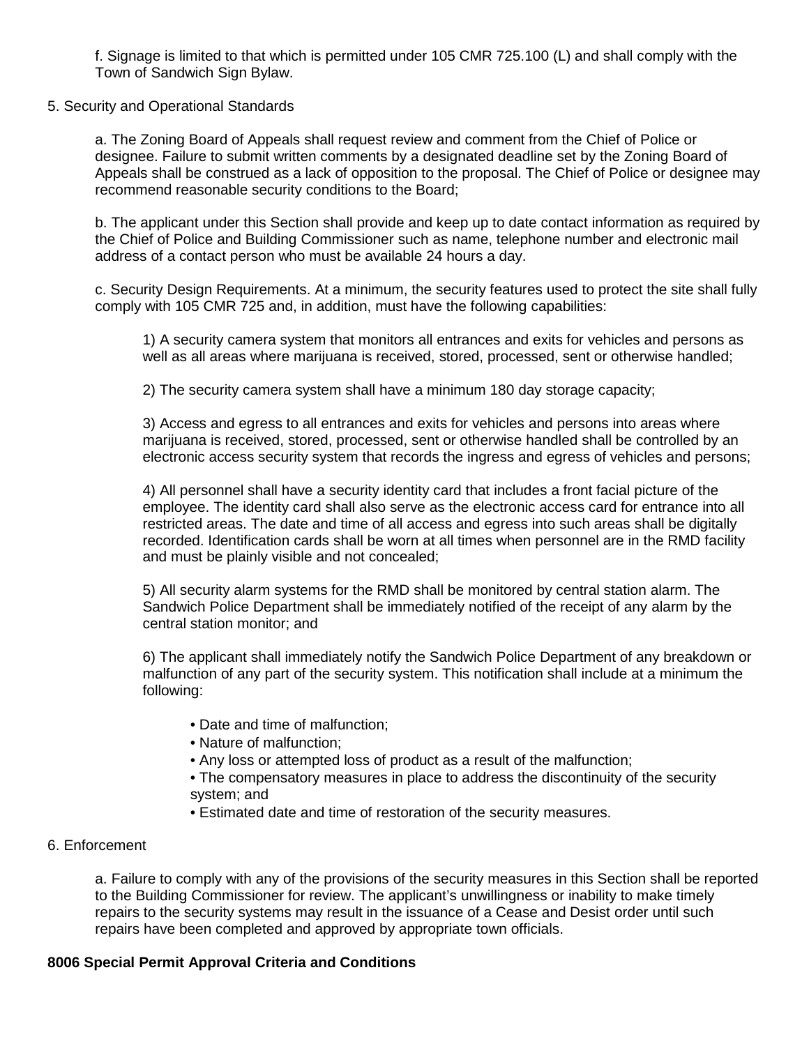f. Signage is limited to that which is permitted under 105 CMR 725.100 (L) and shall comply with the Town of Sandwich Sign Bylaw.

5. Security and Operational Standards

a. The Zoning Board of Appeals shall request review and comment from the Chief of Police or designee. Failure to submit written comments by a designated deadline set by the Zoning Board of Appeals shall be construed as a lack of opposition to the proposal. The Chief of Police or designee may recommend reasonable security conditions to the Board;

b. The applicant under this Section shall provide and keep up to date contact information as required by the Chief of Police and Building Commissioner such as name, telephone number and electronic mail address of a contact person who must be available 24 hours a day.

c. Security Design Requirements. At a minimum, the security features used to protect the site shall fully comply with 105 CMR 725 and, in addition, must have the following capabilities:

1) A security camera system that monitors all entrances and exits for vehicles and persons as well as all areas where marijuana is received, stored, processed, sent or otherwise handled;

2) The security camera system shall have a minimum 180 day storage capacity;

3) Access and egress to all entrances and exits for vehicles and persons into areas where marijuana is received, stored, processed, sent or otherwise handled shall be controlled by an electronic access security system that records the ingress and egress of vehicles and persons;

4) All personnel shall have a security identity card that includes a front facial picture of the employee. The identity card shall also serve as the electronic access card for entrance into all restricted areas. The date and time of all access and egress into such areas shall be digitally recorded. Identification cards shall be worn at all times when personnel are in the RMD facility and must be plainly visible and not concealed;

5) All security alarm systems for the RMD shall be monitored by central station alarm. The Sandwich Police Department shall be immediately notified of the receipt of any alarm by the central station monitor; and

6) The applicant shall immediately notify the Sandwich Police Department of any breakdown or malfunction of any part of the security system. This notification shall include at a minimum the following:

- Date and time of malfunction;
- Nature of malfunction;
- Any loss or attempted loss of product as a result of the malfunction;
- The compensatory measures in place to address the discontinuity of the security system; and
- Estimated date and time of restoration of the security measures.

6. Enforcement

a. Failure to comply with any of the provisions of the security measures in this Section shall be reported to the Building Commissioner for review. The applicant's unwillingness or inability to make timely repairs to the security systems may result in the issuance of a Cease and Desist order until such repairs have been completed and approved by appropriate town officials.

**8006 Special Permit Approval Criteria and Conditions**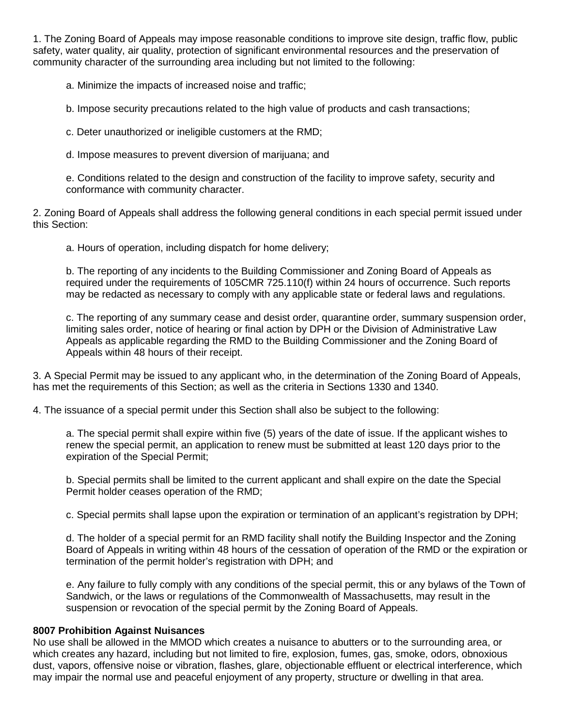1. The Zoning Board of Appeals may impose reasonable conditions to improve site design, traffic flow, public safety, water quality, air quality, protection of significant environmental resources and the preservation of community character of the surrounding area including but not limited to the following:

   a. Minimize the impacts of increased noise and traffic;

   b. Impose security precautions related to the high value of products and cash transactions;

   c. Deter unauthorized or ineligible customers at the RMD;

   d. Impose measures to prevent diversion of marijuana; and

   e. Conditions related to the design and construction of the facility to improve safety, security and conformance with community character.

2. Zoning Board of Appeals shall address the following general conditions in each special permit issued under this Section:

   a. Hours of operation, including dispatch for home delivery;

   b. The reporting of any incidents to the Building Commissioner and Zoning Board of Appeals as required under the requirements of 105CMR 725.110(f) within 24 hours of occurrence. Such reports may be redacted as necessary to comply with any applicable state or federal laws and regulations.

   c. The reporting of any summary cease and desist order, quarantine order, summary suspension order, limiting sales order, notice of hearing or final action by DPH or the Division of Administrative Law Appeals as applicable regarding the RMD to the Building Commissioner and the Zoning Board of Appeals within 48 hours of their receipt.

3. A Special Permit may be issued to any applicant who, in the determination of the Zoning Board of Appeals, has met the requirements of this Section; as well as the criteria in Sections 1330 and 1340.

4. The issuance of a special permit under this Section shall also be subject to the following:

   a. The special permit shall expire within five (5) years of the date of issue. If the applicant wishes to renew the special permit, an application to renew must be submitted at least 120 days prior to the expiration of the Special Permit;

   b. Special permits shall be limited to the current applicant and shall expire on the date the Special Permit holder ceases operation of the RMD;

   c. Special permits shall lapse upon the expiration or termination of an applicant's registration by DPH;

   d. The holder of a special permit for an RMD facility shall notify the Building Inspector and the Zoning Board of Appeals in writing within 48 hours of the cessation of operation of the RMD or the expiration or termination of the permit holder's registration with DPH; and

   e. Any failure to fully comply with any conditions of the special permit, this or any bylaws of the Town of Sandwich, or the laws or regulations of the Commonwealth of Massachusetts, may result in the suspension or revocation of the special permit by the Zoning Board of Appeals.

**8007 Prohibition Against Nuisances**

No use shall be allowed in the MMOD which creates a nuisance to abutters or to the surrounding area, or which creates any hazard, including but not limited to fire, explosion, fumes, gas, smoke, odors, obnoxious dust, vapors, offensive noise or vibration, flashes, glare, objectionable effluent or electrical interference, which may impair the normal use and peaceful enjoyment of any property, structure or dwelling in that area.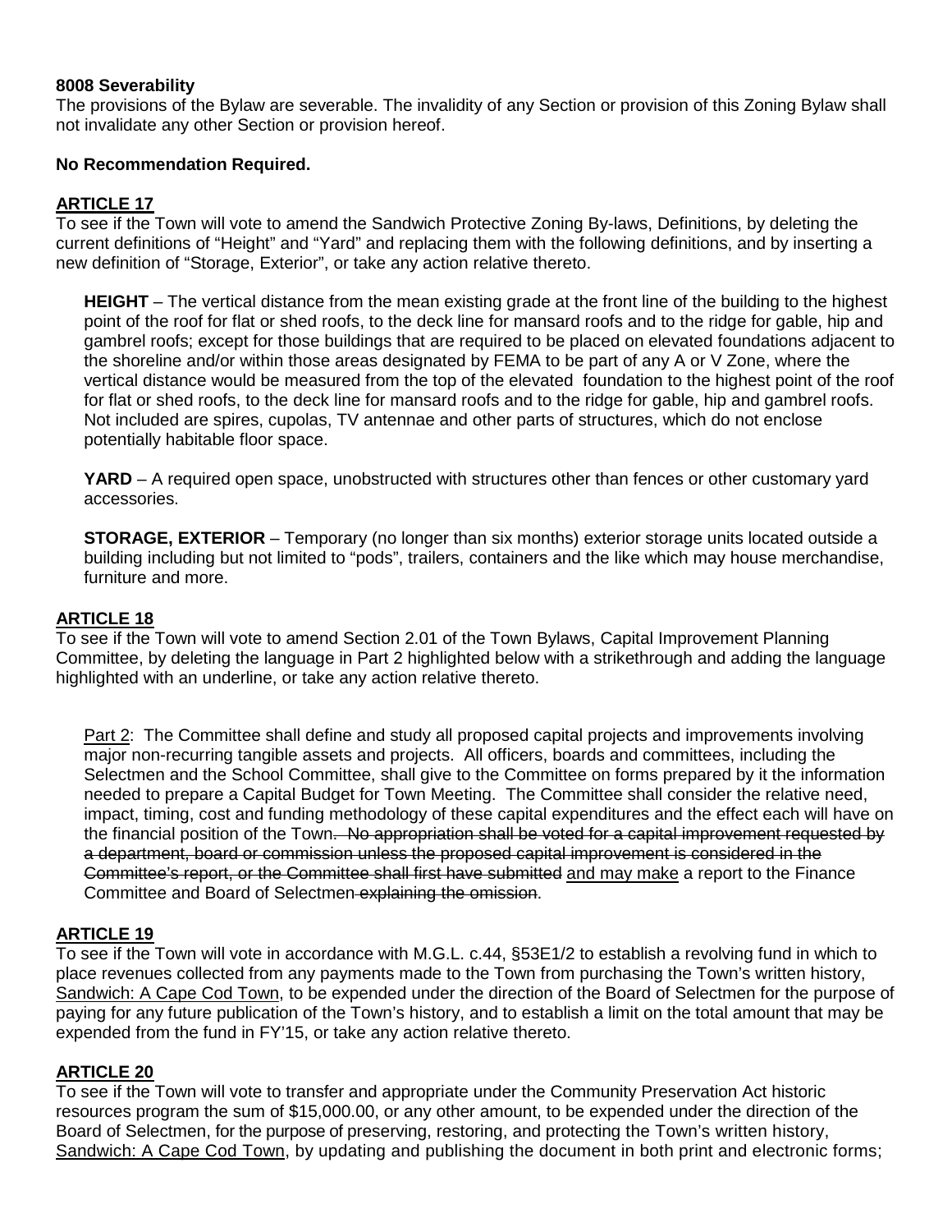**8008 Severability**
The provisions of the Bylaw are severable. The invalidity of any Section or provision of this Zoning Bylaw shall not invalidate any other Section or provision hereof.

**No Recommendation Required.**

## ARTICLE 17

To see if the Town will vote to amend the Sandwich Protective Zoning By-laws, Definitions, by deleting the current definitions of "Height" and "Yard" and replacing them with the following definitions, and by inserting a new definition of "Storage, Exterior", or take any action relative thereto.

> **HEIGHT** – The vertical distance from the mean existing grade at the front line of the building to the highest point of the roof for flat or shed roofs, to the deck line for mansard roofs and to the ridge for gable, hip and gambrel roofs; except for those buildings that are required to be placed on elevated foundations adjacent to the shoreline and/or within those areas designated by FEMA to be part of any A or V Zone, where the vertical distance would be measured from the top of the elevated foundation to the highest point of the roof for flat or shed roofs, to the deck line for mansard roofs and to the ridge for gable, hip and gambrel roofs. Not included are spires, cupolas, TV antennae and other parts of structures, which do not enclose potentially habitable floor space.
>
> **YARD** – A required open space, unobstructed with structures other than fences or other customary yard accessories.
>
> **STORAGE, EXTERIOR** – Temporary (no longer than six months) exterior storage units located outside a building including but not limited to "pods", trailers, containers and the like which may house merchandise, furniture and more.

## ARTICLE 18

To see if the Town will vote to amend Section 2.01 of the Town Bylaws, Capital Improvement Planning Committee, by deleting the language in Part 2 highlighted below with a strikethrough and adding the language highlighted with an underline, or take any action relative thereto.

> <u>Part 2</u>: The Committee shall define and study all proposed capital projects and improvements involving major non-recurring tangible assets and projects. All officers, boards and committees, including the Selectmen and the School Committee, shall give to the Committee on forms prepared by it the information needed to prepare a Capital Budget for Town Meeting. The Committee shall consider the relative need, impact, timing, cost and funding methodology of these capital expenditures and the effect each will have on the financial position of the Town~~. No appropriation shall be voted for a capital improvement requested by a department, board or commission unless the proposed capital improvement is considered in the Committee's report, or the Committee shall first have submitted~~ <u>and may make</u> a report to the Finance Committee and Board of Selectmen~~ explaining the omission~~.

## ARTICLE 19

To see if the Town will vote in accordance with M.G.L. c.44, §53E1/2 to establish a revolving fund in which to place revenues collected from any payments made to the Town from purchasing the Town's written history, <u>Sandwich: A Cape Cod Town</u>, to be expended under the direction of the Board of Selectmen for the purpose of paying for any future publication of the Town's history, and to establish a limit on the total amount that may be expended from the fund in FY'15, or take any action relative thereto.

## ARTICLE 20

To see if the Town will vote to transfer and appropriate under the Community Preservation Act historic resources program the sum of $15,000.00, or any other amount, to be expended under the direction of the Board of Selectmen, for the purpose of preserving, restoring, and protecting the Town's written history, <u>Sandwich: A Cape Cod Town</u>, by updating and publishing the document in both print and electronic forms;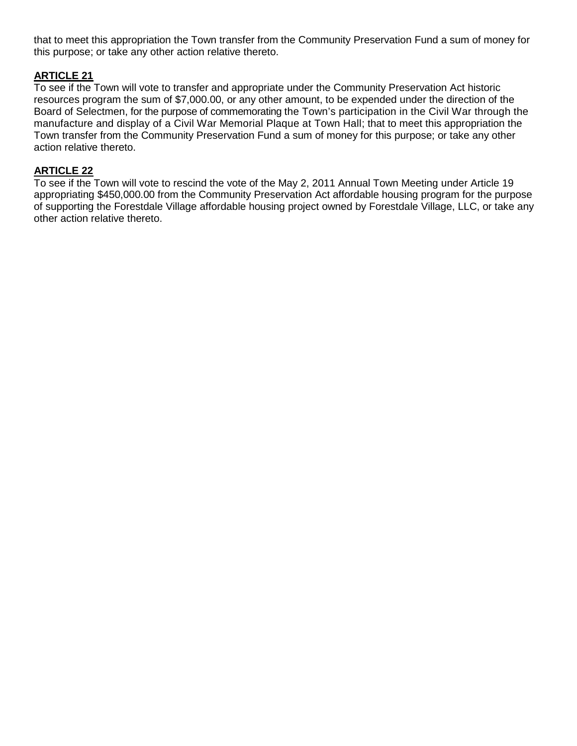that to meet this appropriation the Town transfer from the Community Preservation Fund a sum of money for this purpose; or take any other action relative thereto.

**ARTICLE 21**

To see if the Town will vote to transfer and appropriate under the Community Preservation Act historic resources program the sum of $7,000.00, or any other amount, to be expended under the direction of the Board of Selectmen, for the purpose of commemorating the Town's participation in the Civil War through the manufacture and display of a Civil War Memorial Plaque at Town Hall; that to meet this appropriation the Town transfer from the Community Preservation Fund a sum of money for this purpose; or take any other action relative thereto.

**ARTICLE 22**

To see if the Town will vote to rescind the vote of the May 2, 2011 Annual Town Meeting under Article 19 appropriating $450,000.00 from the Community Preservation Act affordable housing program for the purpose of supporting the Forestdale Village affordable housing project owned by Forestdale Village, LLC, or take any other action relative thereto.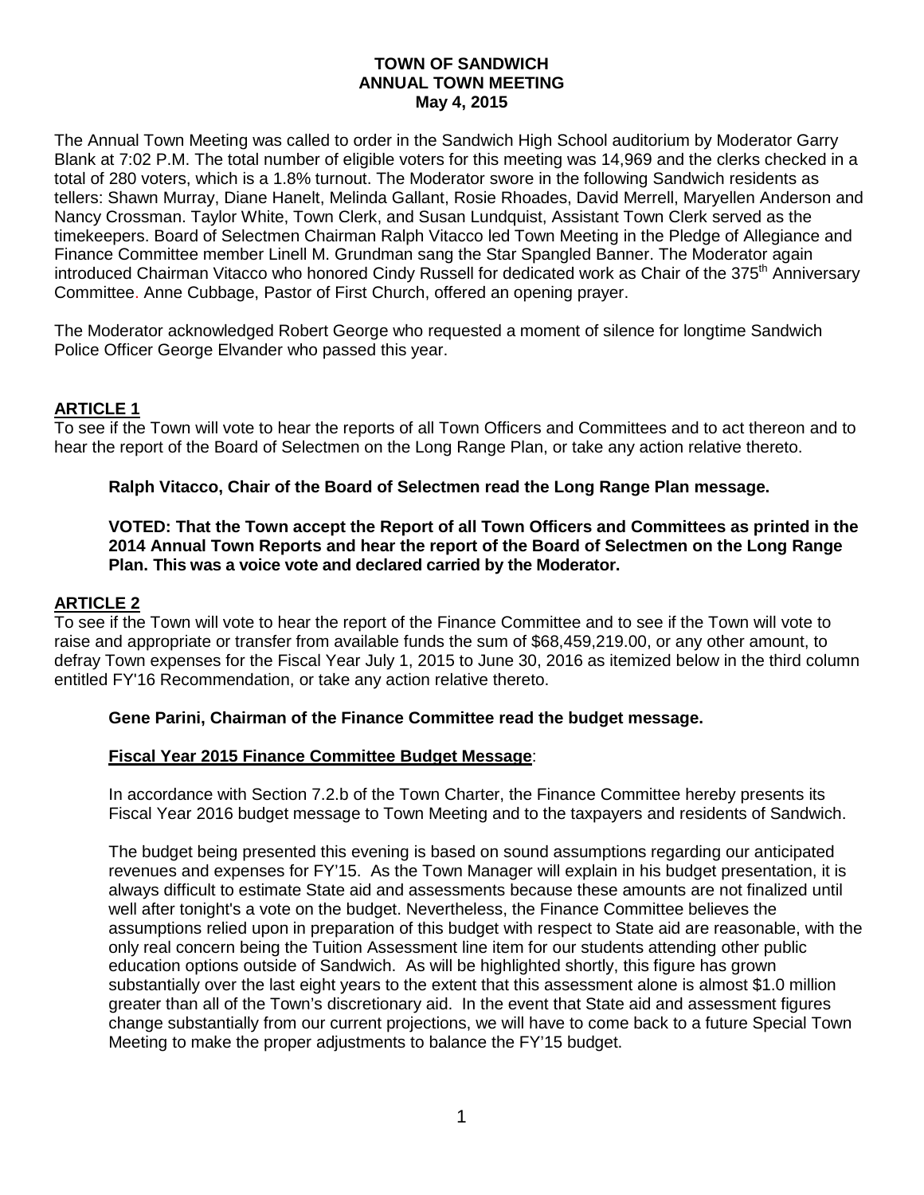**TOWN OF SANDWICH**
**ANNUAL TOWN MEETING**
**May 4, 2015**

The Annual Town Meeting was called to order in the Sandwich High School auditorium by Moderator Garry Blank at 7:02 P.M. The total number of eligible voters for this meeting was 14,969 and the clerks checked in a total of 280 voters, which is a 1.8% turnout. The Moderator swore in the following Sandwich residents as tellers: Shawn Murray, Diane Hanelt, Melinda Gallant, Rosie Rhoades, David Merrell, Maryellen Anderson and Nancy Crossman. Taylor White, Town Clerk, and Susan Lundquist, Assistant Town Clerk served as the timekeepers. Board of Selectmen Chairman Ralph Vitacco led Town Meeting in the Pledge of Allegiance and Finance Committee member Linell M. Grundman sang the Star Spangled Banner. The Moderator again introduced Chairman Vitacco who honored Cindy Russell for dedicated work as Chair of the 375th Anniversary Committee. Anne Cubbage, Pastor of First Church, offered an opening prayer.

The Moderator acknowledged Robert George who requested a moment of silence for longtime Sandwich Police Officer George Elvander who passed this year.

## ARTICLE 1

To see if the Town will vote to hear the reports of all Town Officers and Committees and to act thereon and to hear the report of the Board of Selectmen on the Long Range Plan, or take any action relative thereto.

**Ralph Vitacco, Chair of the Board of Selectmen read the Long Range Plan message.**

**VOTED: That the Town accept the Report of all Town Officers and Committees as printed in the 2014 Annual Town Reports and hear the report of the Board of Selectmen on the Long Range Plan. This was a voice vote and declared carried by the Moderator.**

## ARTICLE 2

To see if the Town will vote to hear the report of the Finance Committee and to see if the Town will vote to raise and appropriate or transfer from available funds the sum of $68,459,219.00, or any other amount, to defray Town expenses for the Fiscal Year July 1, 2015 to June 30, 2016 as itemized below in the third column entitled FY'16 Recommendation, or take any action relative thereto.

**Gene Parini, Chairman of the Finance Committee read the budget message.**

**Fiscal Year 2015 Finance Committee Budget Message**:

In accordance with Section 7.2.b of the Town Charter, the Finance Committee hereby presents its Fiscal Year 2016 budget message to Town Meeting and to the taxpayers and residents of Sandwich.

The budget being presented this evening is based on sound assumptions regarding our anticipated revenues and expenses for FY'15. As the Town Manager will explain in his budget presentation, it is always difficult to estimate State aid and assessments because these amounts are not finalized until well after tonight's a vote on the budget. Nevertheless, the Finance Committee believes the assumptions relied upon in preparation of this budget with respect to State aid are reasonable, with the only real concern being the Tuition Assessment line item for our students attending other public education options outside of Sandwich. As will be highlighted shortly, this figure has grown substantially over the last eight years to the extent that this assessment alone is almost $1.0 million greater than all of the Town's discretionary aid. In the event that State aid and assessment figures change substantially from our current projections, we will have to come back to a future Special Town Meeting to make the proper adjustments to balance the FY'15 budget.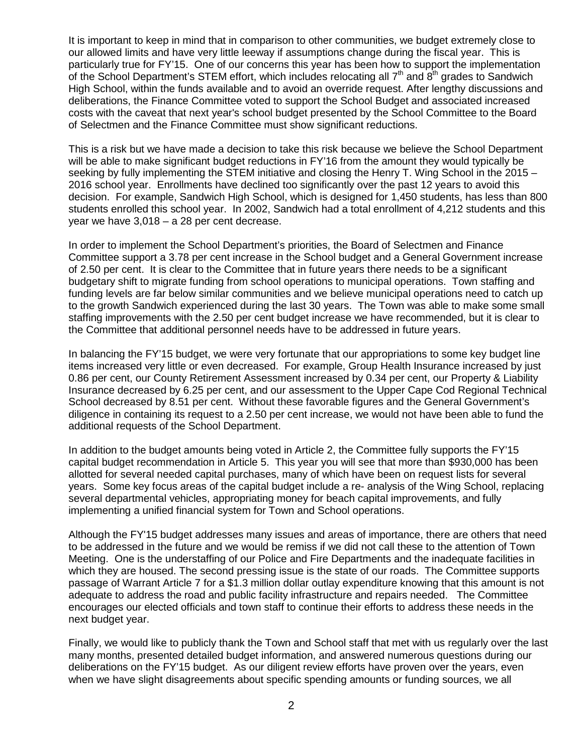It is important to keep in mind that in comparison to other communities, we budget extremely close to our allowed limits and have very little leeway if assumptions change during the fiscal year. This is particularly true for FY'15. One of our concerns this year has been how to support the implementation of the School Department's STEM effort, which includes relocating all 7th and 8th grades to Sandwich High School, within the funds available and to avoid an override request. After lengthy discussions and deliberations, the Finance Committee voted to support the School Budget and associated increased costs with the caveat that next year's school budget presented by the School Committee to the Board of Selectmen and the Finance Committee must show significant reductions.

This is a risk but we have made a decision to take this risk because we believe the School Department will be able to make significant budget reductions in FY'16 from the amount they would typically be seeking by fully implementing the STEM initiative and closing the Henry T. Wing School in the 2015 – 2016 school year. Enrollments have declined too significantly over the past 12 years to avoid this decision. For example, Sandwich High School, which is designed for 1,450 students, has less than 800 students enrolled this school year. In 2002, Sandwich had a total enrollment of 4,212 students and this year we have 3,018 – a 28 per cent decrease.

In order to implement the School Department's priorities, the Board of Selectmen and Finance Committee support a 3.78 per cent increase in the School budget and a General Government increase of 2.50 per cent. It is clear to the Committee that in future years there needs to be a significant budgetary shift to migrate funding from school operations to municipal operations. Town staffing and funding levels are far below similar communities and we believe municipal operations need to catch up to the growth Sandwich experienced during the last 30 years. The Town was able to make some small staffing improvements with the 2.50 per cent budget increase we have recommended, but it is clear to the Committee that additional personnel needs have to be addressed in future years.

In balancing the FY'15 budget, we were very fortunate that our appropriations to some key budget line items increased very little or even decreased. For example, Group Health Insurance increased by just 0.86 per cent, our County Retirement Assessment increased by 0.34 per cent, our Property & Liability Insurance decreased by 6.25 per cent, and our assessment to the Upper Cape Cod Regional Technical School decreased by 8.51 per cent. Without these favorable figures and the General Government's diligence in containing its request to a 2.50 per cent increase, we would not have been able to fund the additional requests of the School Department.

In addition to the budget amounts being voted in Article 2, the Committee fully supports the FY'15 capital budget recommendation in Article 5. This year you will see that more than $930,000 has been allotted for several needed capital purchases, many of which have been on request lists for several years. Some key focus areas of the capital budget include a re- analysis of the Wing School, replacing several departmental vehicles, appropriating money for beach capital improvements, and fully implementing a unified financial system for Town and School operations.

Although the FY'15 budget addresses many issues and areas of importance, there are others that need to be addressed in the future and we would be remiss if we did not call these to the attention of Town Meeting. One is the understaffing of our Police and Fire Departments and the inadequate facilities in which they are housed. The second pressing issue is the state of our roads. The Committee supports passage of Warrant Article 7 for a $1.3 million dollar outlay expenditure knowing that this amount is not adequate to address the road and public facility infrastructure and repairs needed. The Committee encourages our elected officials and town staff to continue their efforts to address these needs in the next budget year.

Finally, we would like to publicly thank the Town and School staff that met with us regularly over the last many months, presented detailed budget information, and answered numerous questions during our deliberations on the FY'15 budget. As our diligent review efforts have proven over the years, even when we have slight disagreements about specific spending amounts or funding sources, we all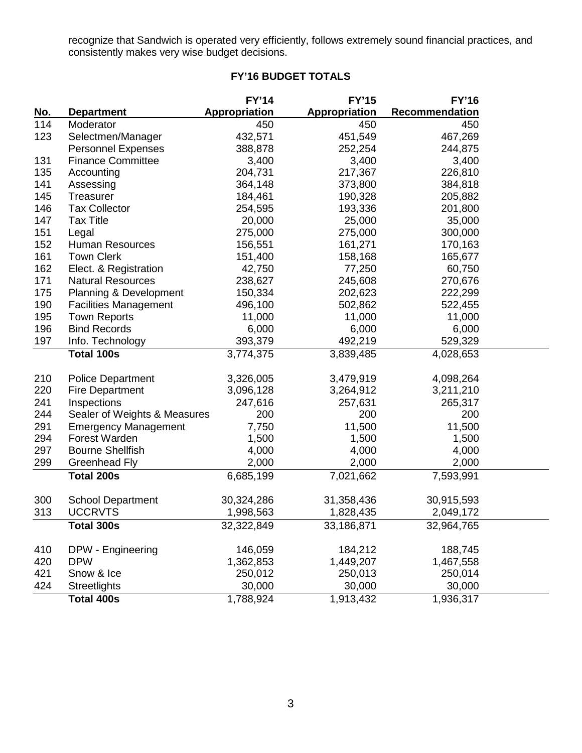recognize that Sandwich is operated very efficiently, follows extremely sound financial practices, and consistently makes very wise budget decisions.

## FY'16 BUDGET TOTALS

| No. | Department | FY'14 Appropriation | FY'15 Appropriation | FY'16 Recommendation |
|---|---|---|---|---|
| 114 | Moderator | 450 | 450 | 450 |
| 123 | Selectmen/Manager | 432,571 | 451,549 | 467,269 |
| | Personnel Expenses | 388,878 | 252,254 | 244,875 |
| 131 | Finance Committee | 3,400 | 3,400 | 3,400 |
| 135 | Accounting | 204,731 | 217,367 | 226,810 |
| 141 | Assessing | 364,148 | 373,800 | 384,818 |
| 145 | Treasurer | 184,461 | 190,328 | 205,882 |
| 146 | Tax Collector | 254,595 | 193,336 | 201,800 |
| 147 | Tax Title | 20,000 | 25,000 | 35,000 |
| 151 | Legal | 275,000 | 275,000 | 300,000 |
| 152 | Human Resources | 156,551 | 161,271 | 170,163 |
| 161 | Town Clerk | 151,400 | 158,168 | 165,677 |
| 162 | Elect. & Registration | 42,750 | 77,250 | 60,750 |
| 171 | Natural Resources | 238,627 | 245,608 | 270,676 |
| 175 | Planning & Development | 150,334 | 202,623 | 222,299 |
| 190 | Facilities Management | 496,100 | 502,862 | 522,455 |
| 195 | Town Reports | 11,000 | 11,000 | 11,000 |
| 196 | Bind Records | 6,000 | 6,000 | 6,000 |
| 197 | Info. Technology | 393,379 | 492,219 | 529,329 |
| | **Total 100s** | 3,774,375 | 3,839,485 | 4,028,653 |
| 210 | Police Department | 3,326,005 | 3,479,919 | 4,098,264 |
| 220 | Fire Department | 3,096,128 | 3,264,912 | 3,211,210 |
| 241 | Inspections | 247,616 | 257,631 | 265,317 |
| 244 | Sealer of Weights & Measures | 200 | 200 | 200 |
| 291 | Emergency Management | 7,750 | 11,500 | 11,500 |
| 294 | Forest Warden | 1,500 | 1,500 | 1,500 |
| 297 | Bourne Shellfish | 4,000 | 4,000 | 4,000 |
| 299 | Greenhead Fly | 2,000 | 2,000 | 2,000 |
| | **Total 200s** | 6,685,199 | 7,021,662 | 7,593,991 |
| 300 | School Department | 30,324,286 | 31,358,436 | 30,915,593 |
| 313 | UCCRVTS | 1,998,563 | 1,828,435 | 2,049,172 |
| | **Total 300s** | 32,322,849 | 33,186,871 | 32,964,765 |
| 410 | DPW - Engineering | 146,059 | 184,212 | 188,745 |
| 420 | DPW | 1,362,853 | 1,449,207 | 1,467,558 |
| 421 | Snow & Ice | 250,012 | 250,013 | 250,014 |
| 424 | Streetlights | 30,000 | 30,000 | 30,000 |
| | **Total 400s** | 1,788,924 | 1,913,432 | 1,936,317 |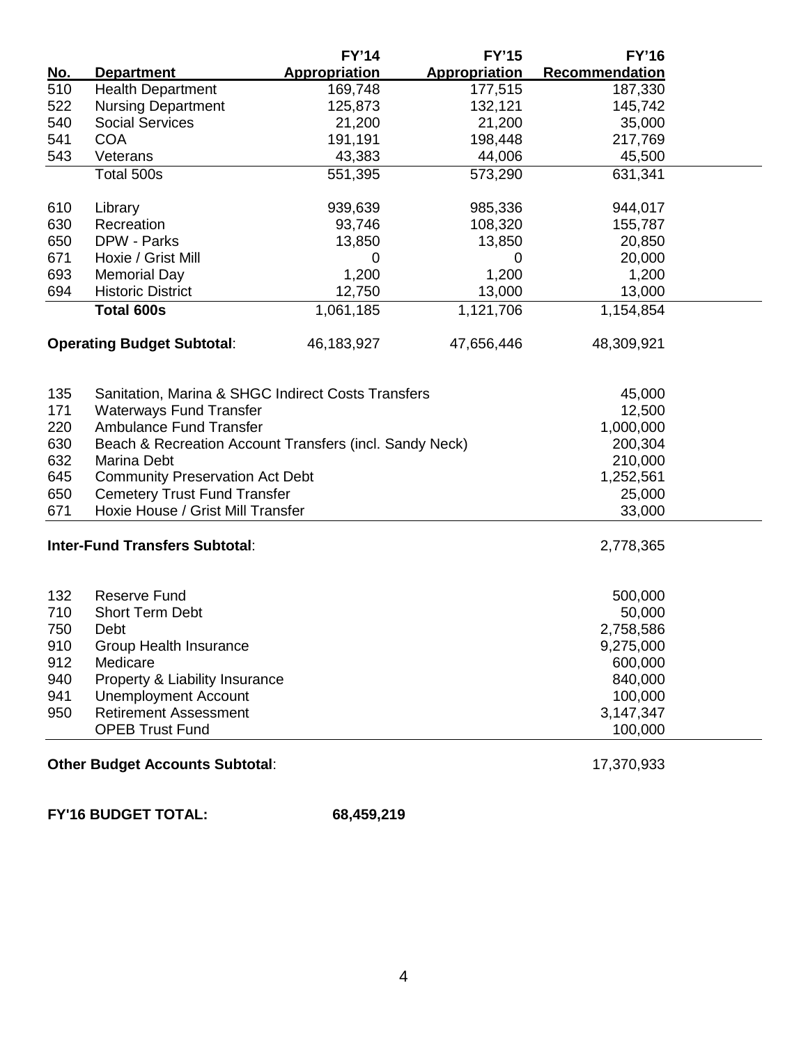| No. | Department | FY'14 Appropriation | FY'15 Appropriation | FY'16 Recommendation |
|---|---|---|---|---|
| 510 | Health Department | 169,748 | 177,515 | 187,330 |
| 522 | Nursing Department | 125,873 | 132,121 | 145,742 |
| 540 | Social Services | 21,200 | 21,200 | 35,000 |
| 541 | COA | 191,191 | 198,448 | 217,769 |
| 543 | Veterans | 43,383 | 44,006 | 45,500 |
| | Total 500s | 551,395 | 573,290 | 631,341 |
| | | | | |
| 610 | Library | 939,639 | 985,336 | 944,017 |
| 630 | Recreation | 93,746 | 108,320 | 155,787 |
| 650 | DPW - Parks | 13,850 | 13,850 | 20,850 |
| 671 | Hoxie / Grist Mill | 0 | 0 | 20,000 |
| 693 | Memorial Day | 1,200 | 1,200 | 1,200 |
| 694 | Historic District | 12,750 | 13,000 | 13,000 |
| | **Total 600s** | 1,061,185 | 1,121,706 | 1,154,854 |
| | | | | |
| | **Operating Budget Subtotal**: | 46,183,927 | 47,656,446 | 48,309,921 |

| No. | Department | FY'16 Recommendation |
|---|---|---|
| 135 | Sanitation, Marina & SHGC Indirect Costs Transfers | 45,000 |
| 171 | Waterways Fund Transfer | 12,500 |
| 220 | Ambulance Fund Transfer | 1,000,000 |
| 630 | Beach & Recreation Account Transfers (incl. Sandy Neck) | 200,304 |
| 632 | Marina Debt | 210,000 |
| 645 | Community Preservation Act Debt | 1,252,561 |
| 650 | Cemetery Trust Fund Transfer | 25,000 |
| 671 | Hoxie House / Grist Mill Transfer | 33,000 |
| | **Inter-Fund Transfers Subtotal**: | 2,778,365 |

| No. | Department | FY'16 Recommendation |
|---|---|---|
| 132 | Reserve Fund | 500,000 |
| 710 | Short Term Debt | 50,000 |
| 750 | Debt | 2,758,586 |
| 910 | Group Health Insurance | 9,275,000 |
| 912 | Medicare | 600,000 |
| 940 | Property & Liability Insurance | 840,000 |
| 941 | Unemployment Account | 100,000 |
| 950 | Retirement Assessment | 3,147,347 |
| | OPEB Trust Fund | 100,000 |
| | **Other Budget Accounts Subtotal**: | 17,370,933 |

**FY'16 BUDGET TOTAL:** **68,459,219**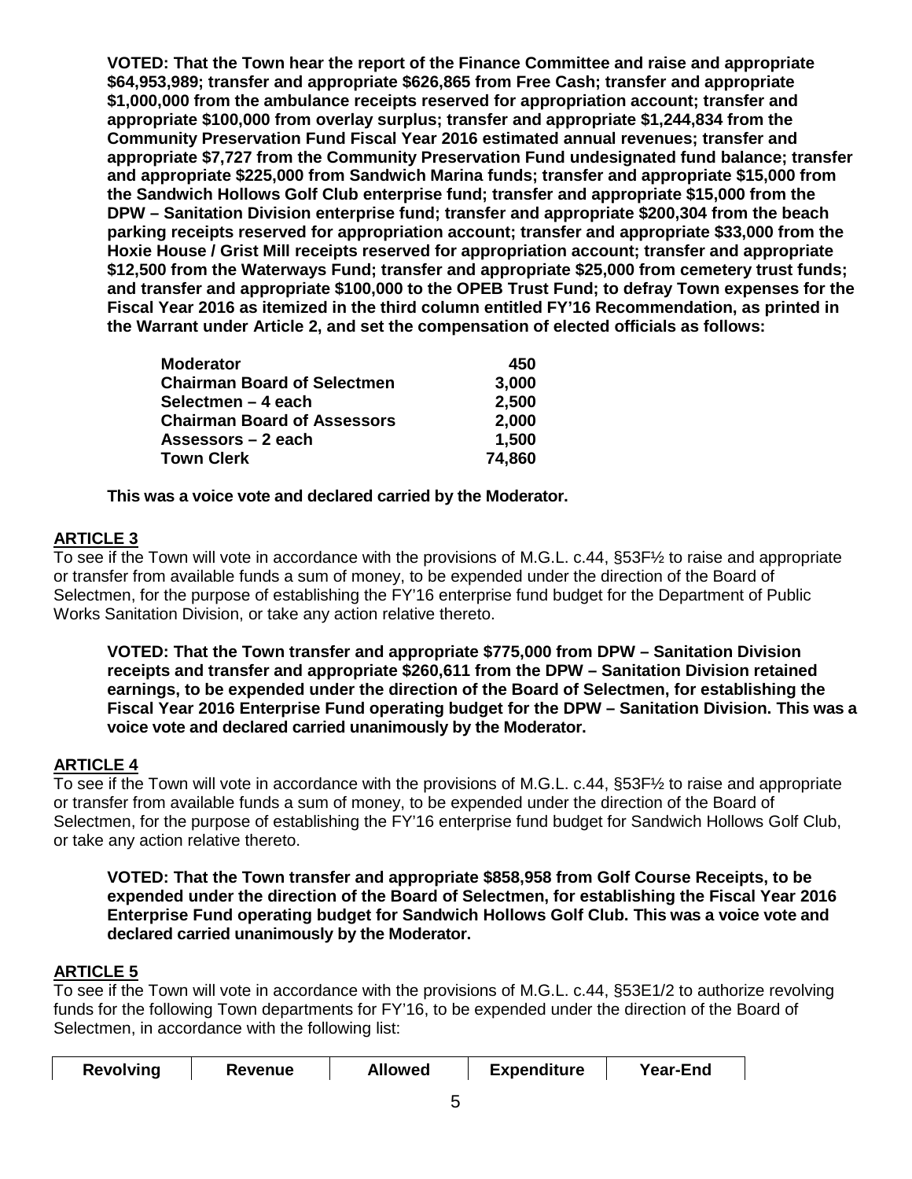**VOTED: That the Town hear the report of the Finance Committee and raise and appropriate $64,953,989; transfer and appropriate $626,865 from Free Cash; transfer and appropriate $1,000,000 from the ambulance receipts reserved for appropriation account; transfer and appropriate $100,000 from overlay surplus; transfer and appropriate $1,244,834 from the Community Preservation Fund Fiscal Year 2016 estimated annual revenues; transfer and appropriate $7,727 from the Community Preservation Fund undesignated fund balance; transfer and appropriate $225,000 from Sandwich Marina funds; transfer and appropriate $15,000 from the Sandwich Hollows Golf Club enterprise fund; transfer and appropriate $15,000 from the DPW – Sanitation Division enterprise fund; transfer and appropriate $200,304 from the beach parking receipts reserved for appropriation account; transfer and appropriate $33,000 from the Hoxie House / Grist Mill receipts reserved for appropriation account; transfer and appropriate $12,500 from the Waterways Fund; transfer and appropriate $25,000 from cemetery trust funds; and transfer and appropriate $100,000 to the OPEB Trust Fund; to defray Town expenses for the Fiscal Year 2016 as itemized in the third column entitled FY'16 Recommendation, as printed in the Warrant under Article 2, and set the compensation of elected officials as follows:**

| | |
|---|---|
| **Moderator** | **450** |
| **Chairman Board of Selectmen** | **3,000** |
| **Selectmen – 4 each** | **2,500** |
| **Chairman Board of Assessors** | **2,000** |
| **Assessors – 2 each** | **1,500** |
| **Town Clerk** | **74,860** |

**This was a voice vote and declared carried by the Moderator.**

## ARTICLE 3

To see if the Town will vote in accordance with the provisions of M.G.L. c.44, §53F½ to raise and appropriate or transfer from available funds a sum of money, to be expended under the direction of the Board of Selectmen, for the purpose of establishing the FY'16 enterprise fund budget for the Department of Public Works Sanitation Division, or take any action relative thereto.

**VOTED: That the Town transfer and appropriate $775,000 from DPW – Sanitation Division receipts and transfer and appropriate $260,611 from the DPW – Sanitation Division retained earnings, to be expended under the direction of the Board of Selectmen, for establishing the Fiscal Year 2016 Enterprise Fund operating budget for the DPW – Sanitation Division. This was a voice vote and declared carried unanimously by the Moderator.**

## ARTICLE 4

To see if the Town will vote in accordance with the provisions of M.G.L. c.44, §53F½ to raise and appropriate or transfer from available funds a sum of money, to be expended under the direction of the Board of Selectmen, for the purpose of establishing the FY'16 enterprise fund budget for Sandwich Hollows Golf Club, or take any action relative thereto.

**VOTED: That the Town transfer and appropriate $858,958 from Golf Course Receipts, to be expended under the direction of the Board of Selectmen, for establishing the Fiscal Year 2016 Enterprise Fund operating budget for Sandwich Hollows Golf Club. This was a voice vote and declared carried unanimously by the Moderator.**

## ARTICLE 5

To see if the Town will vote in accordance with the provisions of M.G.L. c.44, §53E1/2 to authorize revolving funds for the following Town departments for FY'16, to be expended under the direction of the Board of Selectmen, in accordance with the following list:

| Revolving | Revenue | Allowed | Expenditure | Year-End |
|---|---|---|---|---|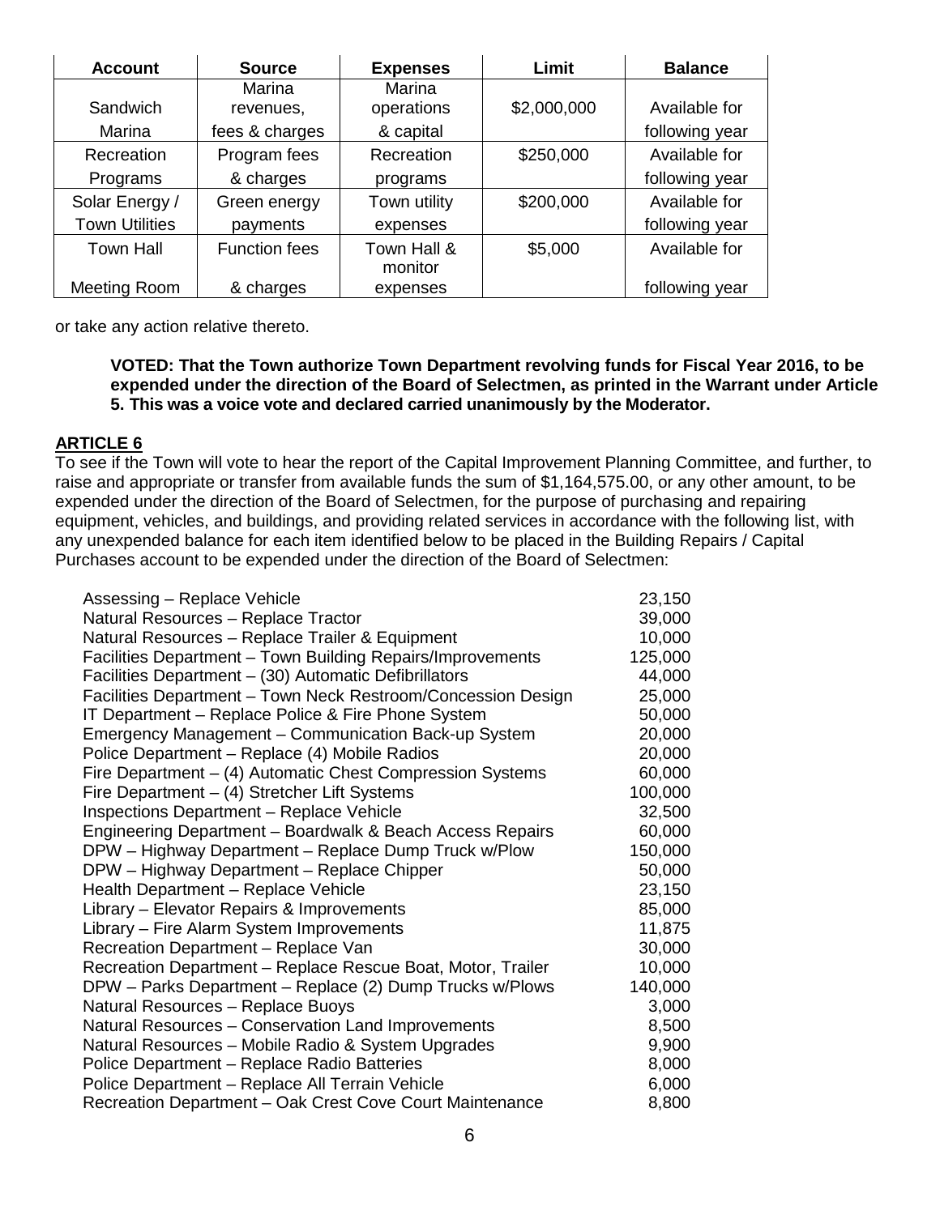| Account | Source | Expenses | Limit | Balance |
|---|---|---|---|---|
| Sandwich Marina | Marina revenues, fees & charges | Marina operations & capital | $2,000,000 | Available for following year |
| Recreation Programs | Program fees & charges | Recreation programs | $250,000 | Available for following year |
| Solar Energy / Town Utilities | Green energy payments | Town utility expenses | $200,000 | Available for following year |
| Town Hall Meeting Room | Function fees & charges | Town Hall & monitor expenses | $5,000 | Available for following year |

or take any action relative thereto.

**VOTED: That the Town authorize Town Department revolving funds for Fiscal Year 2016, to be expended under the direction of the Board of Selectmen, as printed in the Warrant under Article 5. This was a voice vote and declared carried unanimously by the Moderator.**

## ARTICLE 6

To see if the Town will vote to hear the report of the Capital Improvement Planning Committee, and further, to raise and appropriate or transfer from available funds the sum of $1,164,575.00, or any other amount, to be expended under the direction of the Board of Selectmen, for the purpose of purchasing and repairing equipment, vehicles, and buildings, and providing related services in accordance with the following list, with any unexpended balance for each item identified below to be placed in the Building Repairs / Capital Purchases account to be expended under the direction of the Board of Selectmen:

| Item | Amount |
|---|---|
| Assessing – Replace Vehicle | 23,150 |
| Natural Resources – Replace Tractor | 39,000 |
| Natural Resources – Replace Trailer & Equipment | 10,000 |
| Facilities Department – Town Building Repairs/Improvements | 125,000 |
| Facilities Department – (30) Automatic Defibrillators | 44,000 |
| Facilities Department – Town Neck Restroom/Concession Design | 25,000 |
| IT Department – Replace Police & Fire Phone System | 50,000 |
| Emergency Management – Communication Back-up System | 20,000 |
| Police Department – Replace (4) Mobile Radios | 20,000 |
| Fire Department – (4) Automatic Chest Compression Systems | 60,000 |
| Fire Department – (4) Stretcher Lift Systems | 100,000 |
| Inspections Department – Replace Vehicle | 32,500 |
| Engineering Department – Boardwalk & Beach Access Repairs | 60,000 |
| DPW – Highway Department – Replace Dump Truck w/Plow | 150,000 |
| DPW – Highway Department – Replace Chipper | 50,000 |
| Health Department – Replace Vehicle | 23,150 |
| Library – Elevator Repairs & Improvements | 85,000 |
| Library – Fire Alarm System Improvements | 11,875 |
| Recreation Department – Replace Van | 30,000 |
| Recreation Department – Replace Rescue Boat, Motor, Trailer | 10,000 |
| DPW – Parks Department – Replace (2) Dump Trucks w/Plows | 140,000 |
| Natural Resources – Replace Buoys | 3,000 |
| Natural Resources – Conservation Land Improvements | 8,500 |
| Natural Resources – Mobile Radio & System Upgrades | 9,900 |
| Police Department – Replace Radio Batteries | 8,000 |
| Police Department – Replace All Terrain Vehicle | 6,000 |
| Recreation Department – Oak Crest Cove Court Maintenance | 8,800 |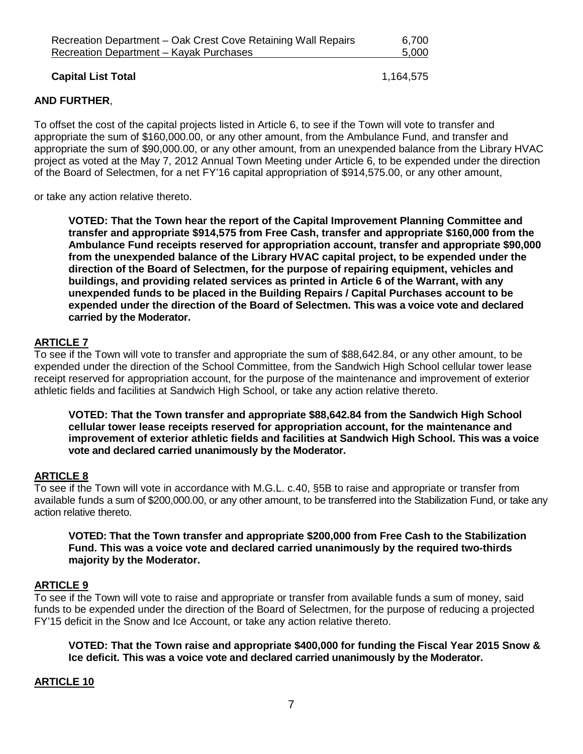| | |
|---|---|
| Recreation Department – Oak Crest Cove Retaining Wall Repairs | 6,700 |
| Recreation Department – Kayak Purchases | 5,000 |
| **Capital List Total** | 1,164,575 |

**AND FURTHER**,

To offset the cost of the capital projects listed in Article 6, to see if the Town will vote to transfer and appropriate the sum of $160,000.00, or any other amount, from the Ambulance Fund, and transfer and appropriate the sum of $90,000.00, or any other amount, from an unexpended balance from the Library HVAC project as voted at the May 7, 2012 Annual Town Meeting under Article 6, to be expended under the direction of the Board of Selectmen, for a net FY'16 capital appropriation of $914,575.00, or any other amount,

or take any action relative thereto.

**VOTED: That the Town hear the report of the Capital Improvement Planning Committee and transfer and appropriate $914,575 from Free Cash, transfer and appropriate $160,000 from the Ambulance Fund receipts reserved for appropriation account, transfer and appropriate $90,000 from the unexpended balance of the Library HVAC capital project, to be expended under the direction of the Board of Selectmen, for the purpose of repairing equipment, vehicles and buildings, and providing related services as printed in Article 6 of the Warrant, with any unexpended funds to be placed in the Building Repairs / Capital Purchases account to be expended under the direction of the Board of Selectmen. This was a voice vote and declared carried by the Moderator.**

## ARTICLE 7

To see if the Town will vote to transfer and appropriate the sum of $88,642.84, or any other amount, to be expended under the direction of the School Committee, from the Sandwich High School cellular tower lease receipt reserved for appropriation account, for the purpose of the maintenance and improvement of exterior athletic fields and facilities at Sandwich High School, or take any action relative thereto.

**VOTED: That the Town transfer and appropriate $88,642.84 from the Sandwich High School cellular tower lease receipts reserved for appropriation account, for the maintenance and improvement of exterior athletic fields and facilities at Sandwich High School. This was a voice vote and declared carried unanimously by the Moderator.**

## ARTICLE 8

To see if the Town will vote in accordance with M.G.L. c.40, §5B to raise and appropriate or transfer from available funds a sum of $200,000.00, or any other amount, to be transferred into the Stabilization Fund, or take any action relative thereto.

**VOTED: That the Town transfer and appropriate $200,000 from Free Cash to the Stabilization Fund. This was a voice vote and declared carried unanimously by the required two-thirds majority by the Moderator.**

## ARTICLE 9

To see if the Town will vote to raise and appropriate or transfer from available funds a sum of money, said funds to be expended under the direction of the Board of Selectmen, for the purpose of reducing a projected FY'15 deficit in the Snow and Ice Account, or take any action relative thereto.

**VOTED: That the Town raise and appropriate $400,000 for funding the Fiscal Year 2015 Snow & Ice deficit. This was a voice vote and declared carried unanimously by the Moderator.**

## ARTICLE 10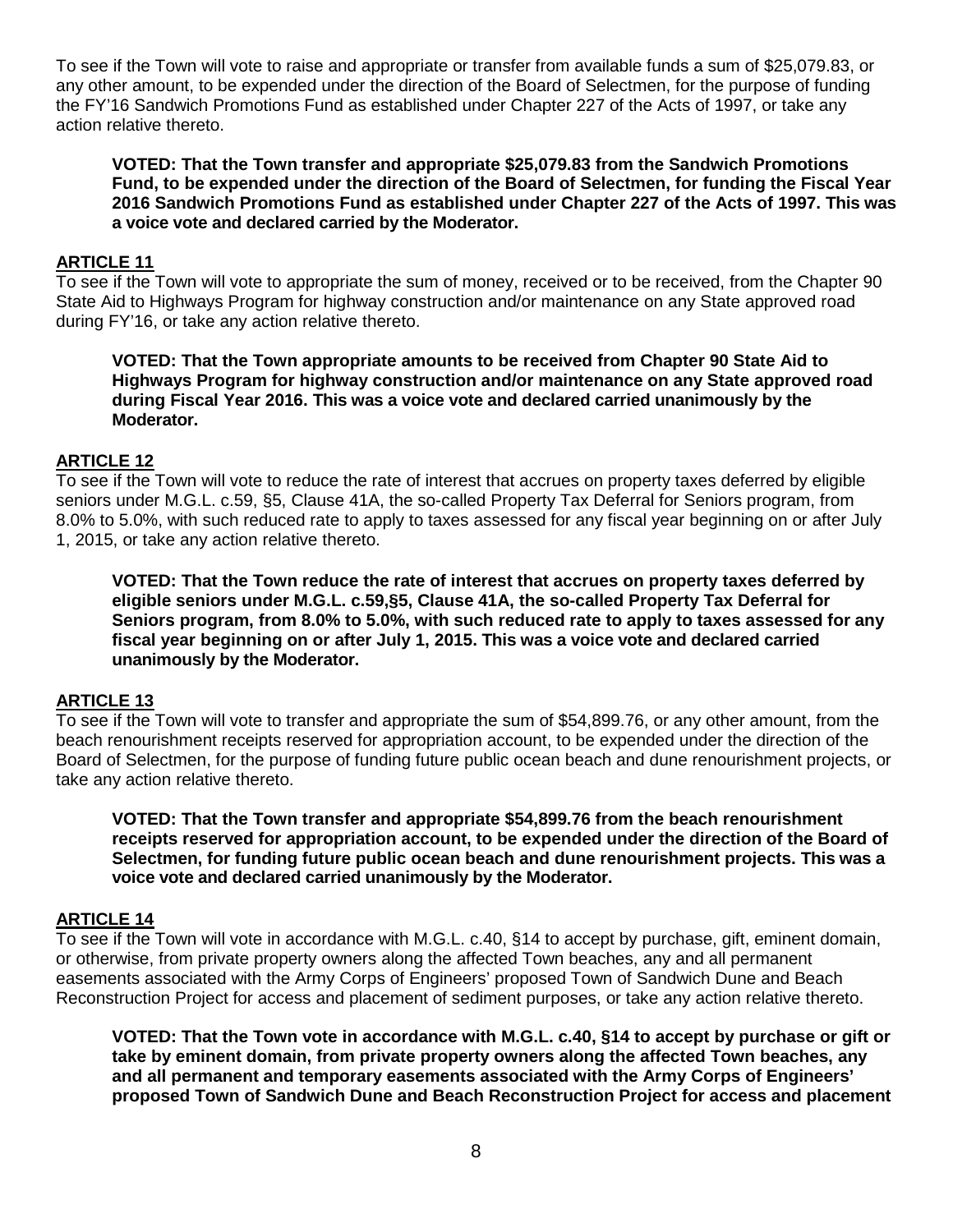To see if the Town will vote to raise and appropriate or transfer from available funds a sum of $25,079.83, or any other amount, to be expended under the direction of the Board of Selectmen, for the purpose of funding the FY'16 Sandwich Promotions Fund as established under Chapter 227 of the Acts of 1997, or take any action relative thereto.

**VOTED: That the Town transfer and appropriate $25,079.83 from the Sandwich Promotions Fund, to be expended under the direction of the Board of Selectmen, for funding the Fiscal Year 2016 Sandwich Promotions Fund as established under Chapter 227 of the Acts of 1997. This was a voice vote and declared carried by the Moderator.**

## ARTICLE 11

To see if the Town will vote to appropriate the sum of money, received or to be received, from the Chapter 90 State Aid to Highways Program for highway construction and/or maintenance on any State approved road during FY'16, or take any action relative thereto.

**VOTED: That the Town appropriate amounts to be received from Chapter 90 State Aid to Highways Program for highway construction and/or maintenance on any State approved road during Fiscal Year 2016. This was a voice vote and declared carried unanimously by the Moderator.**

## ARTICLE 12

To see if the Town will vote to reduce the rate of interest that accrues on property taxes deferred by eligible seniors under M.G.L. c.59, §5, Clause 41A, the so-called Property Tax Deferral for Seniors program, from 8.0% to 5.0%, with such reduced rate to apply to taxes assessed for any fiscal year beginning on or after July 1, 2015, or take any action relative thereto.

**VOTED: That the Town reduce the rate of interest that accrues on property taxes deferred by eligible seniors under M.G.L. c.59,§5, Clause 41A, the so-called Property Tax Deferral for Seniors program, from 8.0% to 5.0%, with such reduced rate to apply to taxes assessed for any fiscal year beginning on or after July 1, 2015. This was a voice vote and declared carried unanimously by the Moderator.**

## ARTICLE 13

To see if the Town will vote to transfer and appropriate the sum of $54,899.76, or any other amount, from the beach renourishment receipts reserved for appropriation account, to be expended under the direction of the Board of Selectmen, for the purpose of funding future public ocean beach and dune renourishment projects, or take any action relative thereto.

**VOTED: That the Town transfer and appropriate $54,899.76 from the beach renourishment receipts reserved for appropriation account, to be expended under the direction of the Board of Selectmen, for funding future public ocean beach and dune renourishment projects. This was a voice vote and declared carried unanimously by the Moderator.**

## ARTICLE 14

To see if the Town will vote in accordance with M.G.L. c.40, §14 to accept by purchase, gift, eminent domain, or otherwise, from private property owners along the affected Town beaches, any and all permanent easements associated with the Army Corps of Engineers' proposed Town of Sandwich Dune and Beach Reconstruction Project for access and placement of sediment purposes, or take any action relative thereto.

**VOTED: That the Town vote in accordance with M.G.L. c.40, §14 to accept by purchase or gift or take by eminent domain, from private property owners along the affected Town beaches, any and all permanent and temporary easements associated with the Army Corps of Engineers' proposed Town of Sandwich Dune and Beach Reconstruction Project for access and placement**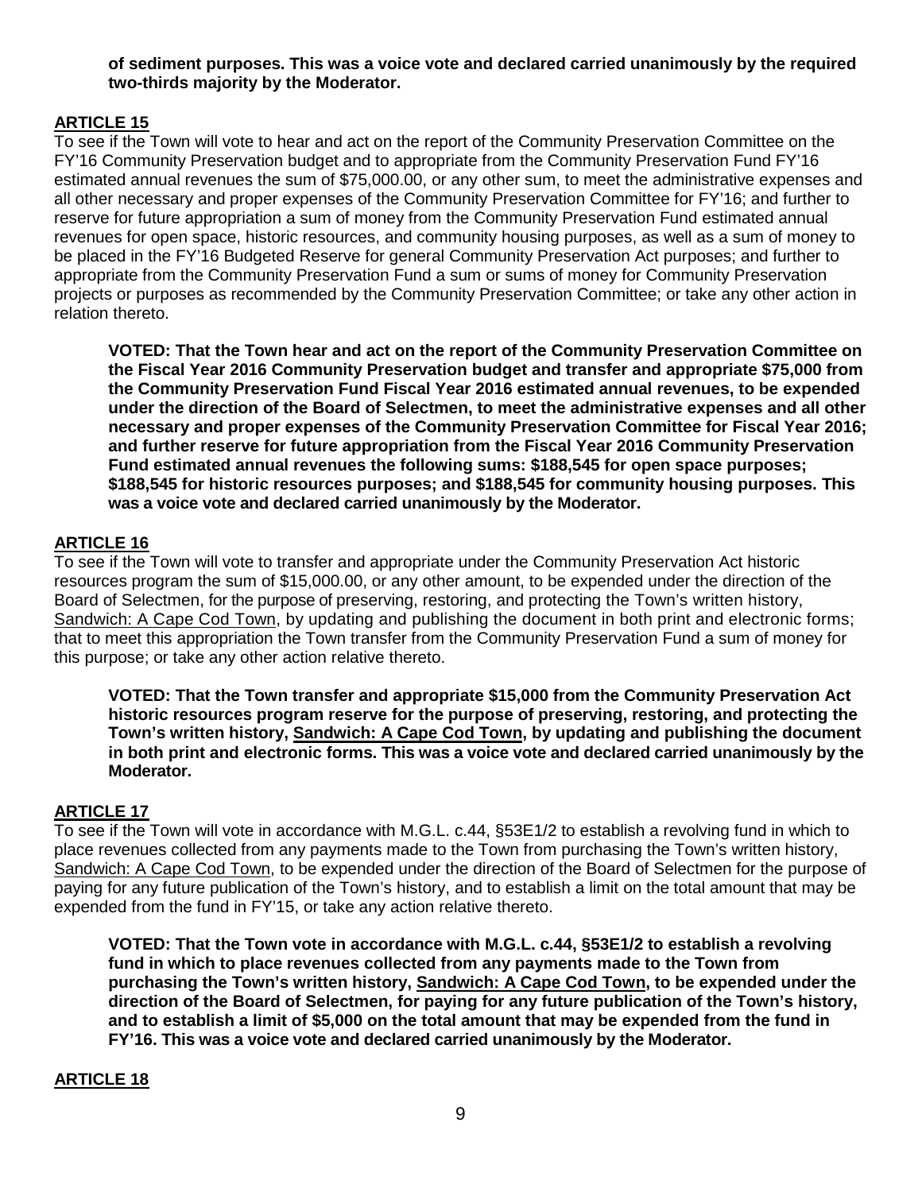**of sediment purposes. This was a voice vote and declared carried unanimously by the required two-thirds majority by the Moderator.**

## ARTICLE 15

To see if the Town will vote to hear and act on the report of the Community Preservation Committee on the FY'16 Community Preservation budget and to appropriate from the Community Preservation Fund FY'16 estimated annual revenues the sum of $75,000.00, or any other sum, to meet the administrative expenses and all other necessary and proper expenses of the Community Preservation Committee for FY'16; and further to reserve for future appropriation a sum of money from the Community Preservation Fund estimated annual revenues for open space, historic resources, and community housing purposes, as well as a sum of money to be placed in the FY'16 Budgeted Reserve for general Community Preservation Act purposes; and further to appropriate from the Community Preservation Fund a sum or sums of money for Community Preservation projects or purposes as recommended by the Community Preservation Committee; or take any other action in relation thereto.

**VOTED: That the Town hear and act on the report of the Community Preservation Committee on the Fiscal Year 2016 Community Preservation budget and transfer and appropriate $75,000 from the Community Preservation Fund Fiscal Year 2016 estimated annual revenues, to be expended under the direction of the Board of Selectmen, to meet the administrative expenses and all other necessary and proper expenses of the Community Preservation Committee for Fiscal Year 2016; and further reserve for future appropriation from the Fiscal Year 2016 Community Preservation Fund estimated annual revenues the following sums: $188,545 for open space purposes; $188,545 for historic resources purposes; and $188,545 for community housing purposes. This was a voice vote and declared carried unanimously by the Moderator.**

## ARTICLE 16

To see if the Town will vote to transfer and appropriate under the Community Preservation Act historic resources program the sum of $15,000.00, or any other amount, to be expended under the direction of the Board of Selectmen, for the purpose of preserving, restoring, and protecting the Town's written history, Sandwich: A Cape Cod Town, by updating and publishing the document in both print and electronic forms; that to meet this appropriation the Town transfer from the Community Preservation Fund a sum of money for this purpose; or take any other action relative thereto.

**VOTED: That the Town transfer and appropriate $15,000 from the Community Preservation Act historic resources program reserve for the purpose of preserving, restoring, and protecting the Town's written history, Sandwich: A Cape Cod Town, by updating and publishing the document in both print and electronic forms. This was a voice vote and declared carried unanimously by the Moderator.**

## ARTICLE 17

To see if the Town will vote in accordance with M.G.L. c.44, §53E1/2 to establish a revolving fund in which to place revenues collected from any payments made to the Town from purchasing the Town's written history, Sandwich: A Cape Cod Town, to be expended under the direction of the Board of Selectmen for the purpose of paying for any future publication of the Town's history, and to establish a limit on the total amount that may be expended from the fund in FY'15, or take any action relative thereto.

**VOTED: That the Town vote in accordance with M.G.L. c.44, §53E1/2 to establish a revolving fund in which to place revenues collected from any payments made to the Town from purchasing the Town's written history, Sandwich: A Cape Cod Town, to be expended under the direction of the Board of Selectmen, for paying for any future publication of the Town's history, and to establish a limit of $5,000 on the total amount that may be expended from the fund in FY'16. This was a voice vote and declared carried unanimously by the Moderator.**

## ARTICLE 18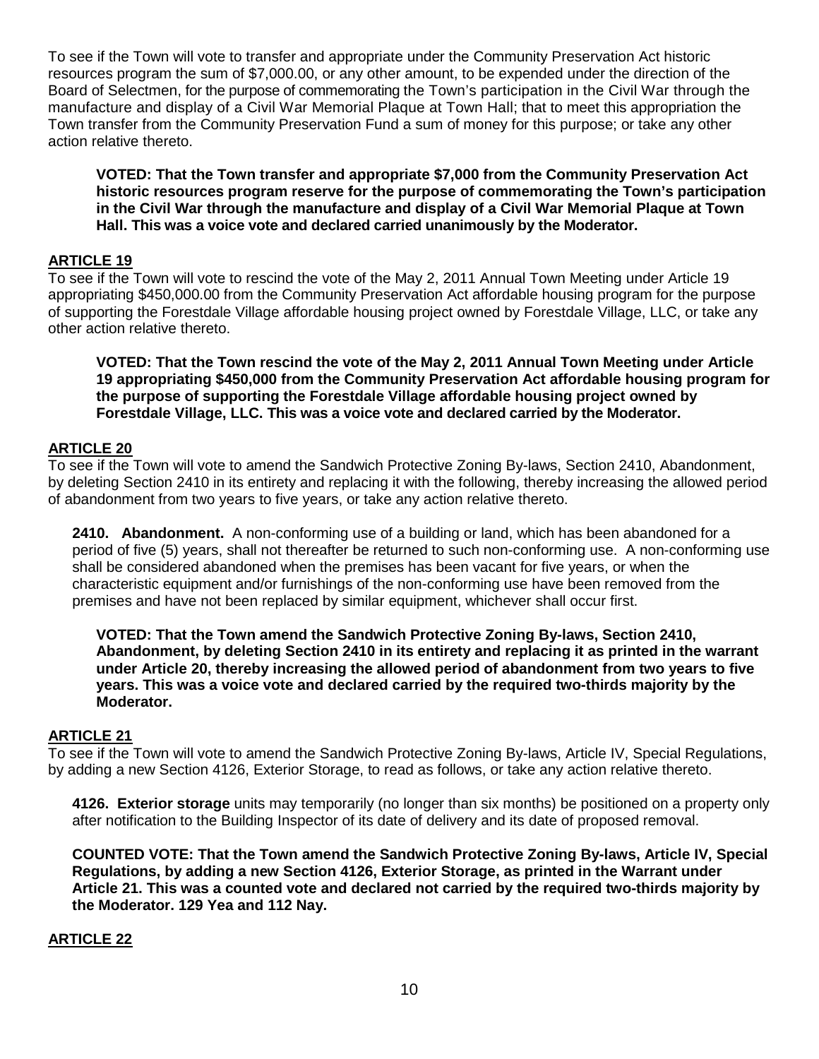To see if the Town will vote to transfer and appropriate under the Community Preservation Act historic resources program the sum of $7,000.00, or any other amount, to be expended under the direction of the Board of Selectmen, for the purpose of commemorating the Town's participation in the Civil War through the manufacture and display of a Civil War Memorial Plaque at Town Hall; that to meet this appropriation the Town transfer from the Community Preservation Fund a sum of money for this purpose; or take any other action relative thereto.

**VOTED: That the Town transfer and appropriate $7,000 from the Community Preservation Act historic resources program reserve for the purpose of commemorating the Town's participation in the Civil War through the manufacture and display of a Civil War Memorial Plaque at Town Hall. This was a voice vote and declared carried unanimously by the Moderator.**

## ARTICLE 19

To see if the Town will vote to rescind the vote of the May 2, 2011 Annual Town Meeting under Article 19 appropriating $450,000.00 from the Community Preservation Act affordable housing program for the purpose of supporting the Forestdale Village affordable housing project owned by Forestdale Village, LLC, or take any other action relative thereto.

**VOTED: That the Town rescind the vote of the May 2, 2011 Annual Town Meeting under Article 19 appropriating $450,000 from the Community Preservation Act affordable housing program for the purpose of supporting the Forestdale Village affordable housing project owned by Forestdale Village, LLC. This was a voice vote and declared carried by the Moderator.**

## ARTICLE 20

To see if the Town will vote to amend the Sandwich Protective Zoning By-laws, Section 2410, Abandonment, by deleting Section 2410 in its entirety and replacing it with the following, thereby increasing the allowed period of abandonment from two years to five years, or take any action relative thereto.

**2410. Abandonment.** A non-conforming use of a building or land, which has been abandoned for a period of five (5) years, shall not thereafter be returned to such non-conforming use. A non-conforming use shall be considered abandoned when the premises has been vacant for five years, or when the characteristic equipment and/or furnishings of the non-conforming use have been removed from the premises and have not been replaced by similar equipment, whichever shall occur first.

**VOTED: That the Town amend the Sandwich Protective Zoning By-laws, Section 2410, Abandonment, by deleting Section 2410 in its entirety and replacing it as printed in the warrant under Article 20, thereby increasing the allowed period of abandonment from two years to five years. This was a voice vote and declared carried by the required two-thirds majority by the Moderator.**

## ARTICLE 21

To see if the Town will vote to amend the Sandwich Protective Zoning By-laws, Article IV, Special Regulations, by adding a new Section 4126, Exterior Storage, to read as follows, or take any action relative thereto.

**4126. Exterior storage** units may temporarily (no longer than six months) be positioned on a property only after notification to the Building Inspector of its date of delivery and its date of proposed removal.

**COUNTED VOTE: That the Town amend the Sandwich Protective Zoning By-laws, Article IV, Special Regulations, by adding a new Section 4126, Exterior Storage, as printed in the Warrant under Article 21. This was a counted vote and declared not carried by the required two-thirds majority by the Moderator. 129 Yea and 112 Nay.**

## ARTICLE 22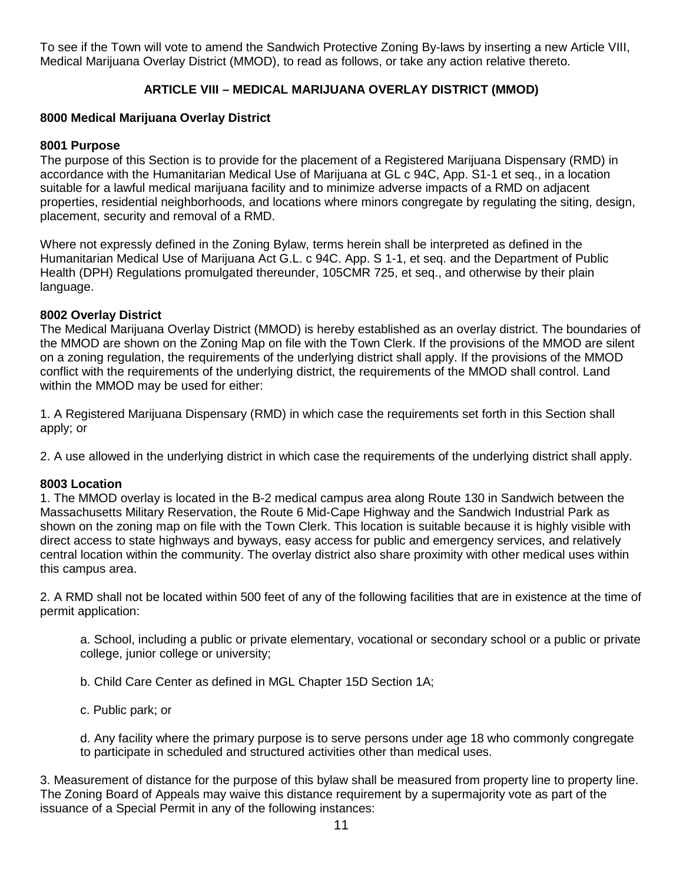To see if the Town will vote to amend the Sandwich Protective Zoning By-laws by inserting a new Article VIII, Medical Marijuana Overlay District (MMOD), to read as follows, or take any action relative thereto.

## ARTICLE VIII – MEDICAL MARIJUANA OVERLAY DISTRICT (MMOD)

### 8000 Medical Marijuana Overlay District

### 8001 Purpose

The purpose of this Section is to provide for the placement of a Registered Marijuana Dispensary (RMD) in accordance with the Humanitarian Medical Use of Marijuana at GL c 94C, App. S1-1 et seq., in a location suitable for a lawful medical marijuana facility and to minimize adverse impacts of a RMD on adjacent properties, residential neighborhoods, and locations where minors congregate by regulating the siting, design, placement, security and removal of a RMD.

Where not expressly defined in the Zoning Bylaw, terms herein shall be interpreted as defined in the Humanitarian Medical Use of Marijuana Act G.L. c 94C. App. S 1-1, et seq. and the Department of Public Health (DPH) Regulations promulgated thereunder, 105CMR 725, et seq., and otherwise by their plain language.

### 8002 Overlay District

The Medical Marijuana Overlay District (MMOD) is hereby established as an overlay district. The boundaries of the MMOD are shown on the Zoning Map on file with the Town Clerk. If the provisions of the MMOD are silent on a zoning regulation, the requirements of the underlying district shall apply. If the provisions of the MMOD conflict with the requirements of the underlying district, the requirements of the MMOD shall control. Land within the MMOD may be used for either:

1. A Registered Marijuana Dispensary (RMD) in which case the requirements set forth in this Section shall apply; or

2. A use allowed in the underlying district in which case the requirements of the underlying district shall apply.

### 8003 Location

1. The MMOD overlay is located in the B-2 medical campus area along Route 130 in Sandwich between the Massachusetts Military Reservation, the Route 6 Mid-Cape Highway and the Sandwich Industrial Park as shown on the zoning map on file with the Town Clerk. This location is suitable because it is highly visible with direct access to state highways and byways, easy access for public and emergency services, and relatively central location within the community. The overlay district also share proximity with other medical uses within this campus area.

2. A RMD shall not be located within 500 feet of any of the following facilities that are in existence at the time of permit application:

   a. School, including a public or private elementary, vocational or secondary school or a public or private college, junior college or university;

   b. Child Care Center as defined in MGL Chapter 15D Section 1A;

   c. Public park; or

   d. Any facility where the primary purpose is to serve persons under age 18 who commonly congregate to participate in scheduled and structured activities other than medical uses.

3. Measurement of distance for the purpose of this bylaw shall be measured from property line to property line. The Zoning Board of Appeals may waive this distance requirement by a supermajority vote as part of the issuance of a Special Permit in any of the following instances: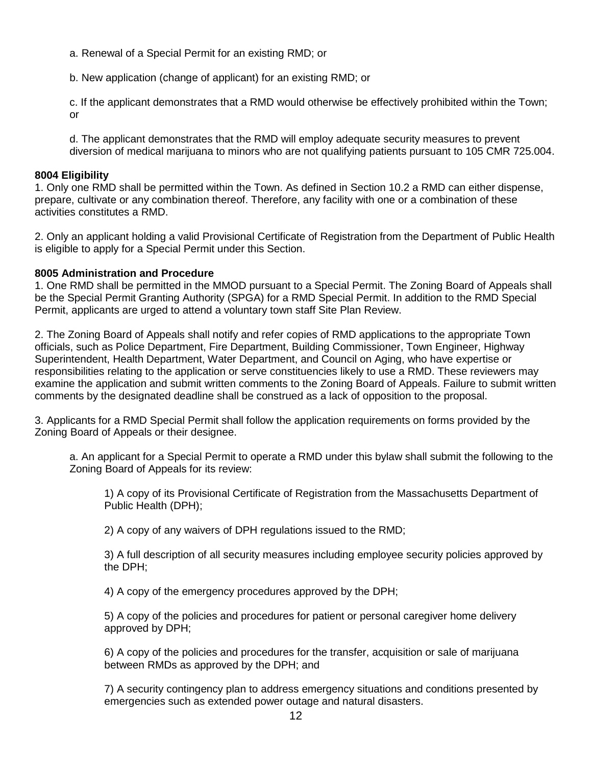a. Renewal of a Special Permit for an existing RMD; or

b. New application (change of applicant) for an existing RMD; or

c. If the applicant demonstrates that a RMD would otherwise be effectively prohibited within the Town; or

d. The applicant demonstrates that the RMD will employ adequate security measures to prevent diversion of medical marijuana to minors who are not qualifying patients pursuant to 105 CMR 725.004.

**8004 Eligibility**

1. Only one RMD shall be permitted within the Town. As defined in Section 10.2 a RMD can either dispense, prepare, cultivate or any combination thereof. Therefore, any facility with one or a combination of these activities constitutes a RMD.

2. Only an applicant holding a valid Provisional Certificate of Registration from the Department of Public Health is eligible to apply for a Special Permit under this Section.

**8005 Administration and Procedure**

1. One RMD shall be permitted in the MMOD pursuant to a Special Permit. The Zoning Board of Appeals shall be the Special Permit Granting Authority (SPGA) for a RMD Special Permit. In addition to the RMD Special Permit, applicants are urged to attend a voluntary town staff Site Plan Review.

2. The Zoning Board of Appeals shall notify and refer copies of RMD applications to the appropriate Town officials, such as Police Department, Fire Department, Building Commissioner, Town Engineer, Highway Superintendent, Health Department, Water Department, and Council on Aging, who have expertise or responsibilities relating to the application or serve constituencies likely to use a RMD. These reviewers may examine the application and submit written comments to the Zoning Board of Appeals. Failure to submit written comments by the designated deadline shall be construed as a lack of opposition to the proposal.

3. Applicants for a RMD Special Permit shall follow the application requirements on forms provided by the Zoning Board of Appeals or their designee.

   a. An applicant for a Special Permit to operate a RMD under this bylaw shall submit the following to the Zoning Board of Appeals for its review:

      1) A copy of its Provisional Certificate of Registration from the Massachusetts Department of Public Health (DPH);

      2) A copy of any waivers of DPH regulations issued to the RMD;

      3) A full description of all security measures including employee security policies approved by the DPH;

      4) A copy of the emergency procedures approved by the DPH;

      5) A copy of the policies and procedures for patient or personal caregiver home delivery approved by DPH;

      6) A copy of the policies and procedures for the transfer, acquisition or sale of marijuana between RMDs as approved by the DPH; and

      7) A security contingency plan to address emergency situations and conditions presented by emergencies such as extended power outage and natural disasters.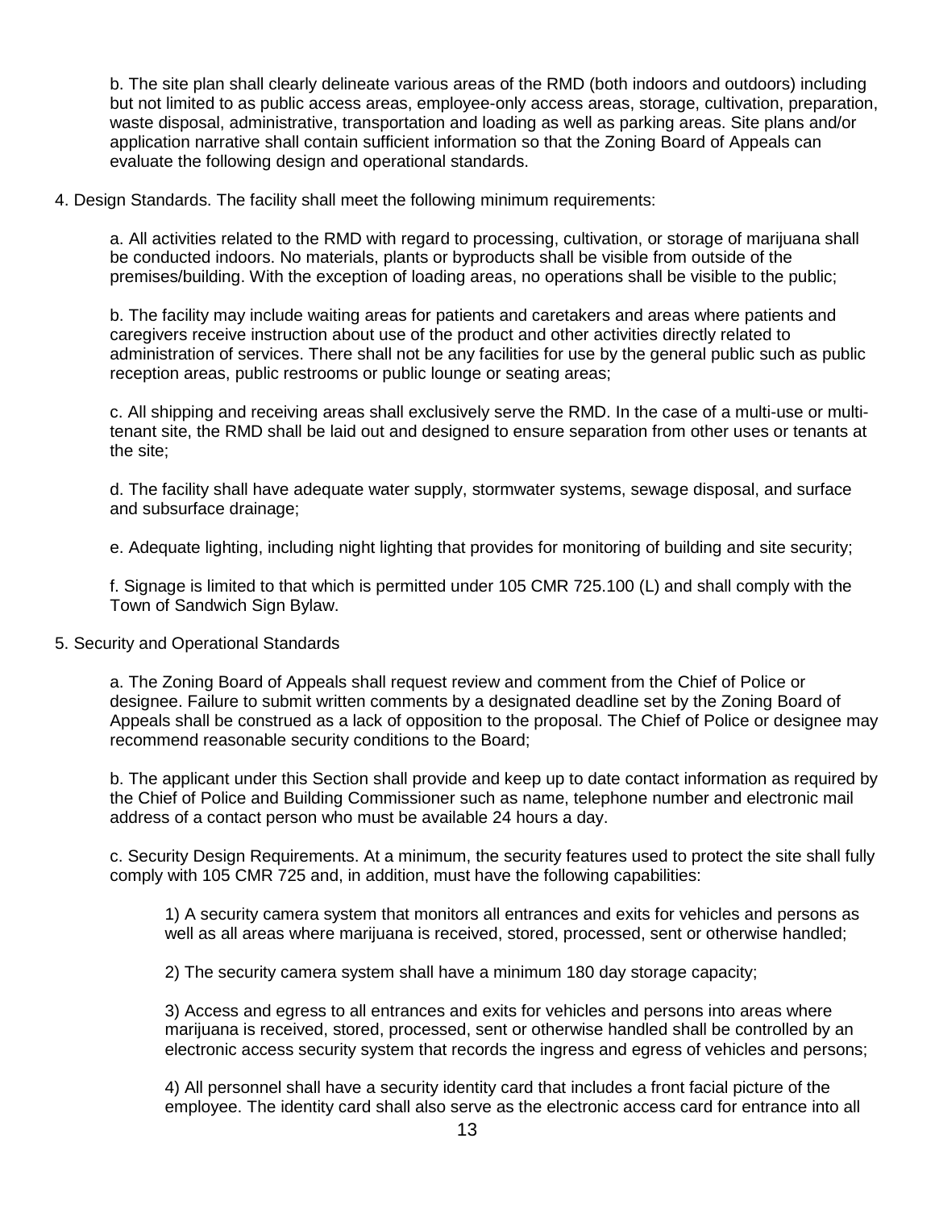b. The site plan shall clearly delineate various areas of the RMD (both indoors and outdoors) including but not limited to as public access areas, employee-only access areas, storage, cultivation, preparation, waste disposal, administrative, transportation and loading as well as parking areas. Site plans and/or application narrative shall contain sufficient information so that the Zoning Board of Appeals can evaluate the following design and operational standards.

4. Design Standards. The facility shall meet the following minimum requirements:

a. All activities related to the RMD with regard to processing, cultivation, or storage of marijuana shall be conducted indoors. No materials, plants or byproducts shall be visible from outside of the premises/building. With the exception of loading areas, no operations shall be visible to the public;

b. The facility may include waiting areas for patients and caretakers and areas where patients and caregivers receive instruction about use of the product and other activities directly related to administration of services. There shall not be any facilities for use by the general public such as public reception areas, public restrooms or public lounge or seating areas;

c. All shipping and receiving areas shall exclusively serve the RMD. In the case of a multi-use or multi-tenant site, the RMD shall be laid out and designed to ensure separation from other uses or tenants at the site;

d. The facility shall have adequate water supply, stormwater systems, sewage disposal, and surface and subsurface drainage;

e. Adequate lighting, including night lighting that provides for monitoring of building and site security;

f. Signage is limited to that which is permitted under 105 CMR 725.100 (L) and shall comply with the Town of Sandwich Sign Bylaw.

5. Security and Operational Standards

a. The Zoning Board of Appeals shall request review and comment from the Chief of Police or designee. Failure to submit written comments by a designated deadline set by the Zoning Board of Appeals shall be construed as a lack of opposition to the proposal. The Chief of Police or designee may recommend reasonable security conditions to the Board;

b. The applicant under this Section shall provide and keep up to date contact information as required by the Chief of Police and Building Commissioner such as name, telephone number and electronic mail address of a contact person who must be available 24 hours a day.

c. Security Design Requirements. At a minimum, the security features used to protect the site shall fully comply with 105 CMR 725 and, in addition, must have the following capabilities:

1) A security camera system that monitors all entrances and exits for vehicles and persons as well as all areas where marijuana is received, stored, processed, sent or otherwise handled;

2) The security camera system shall have a minimum 180 day storage capacity;

3) Access and egress to all entrances and exits for vehicles and persons into areas where marijuana is received, stored, processed, sent or otherwise handled shall be controlled by an electronic access security system that records the ingress and egress of vehicles and persons;

4) All personnel shall have a security identity card that includes a front facial picture of the employee. The identity card shall also serve as the electronic access card for entrance into all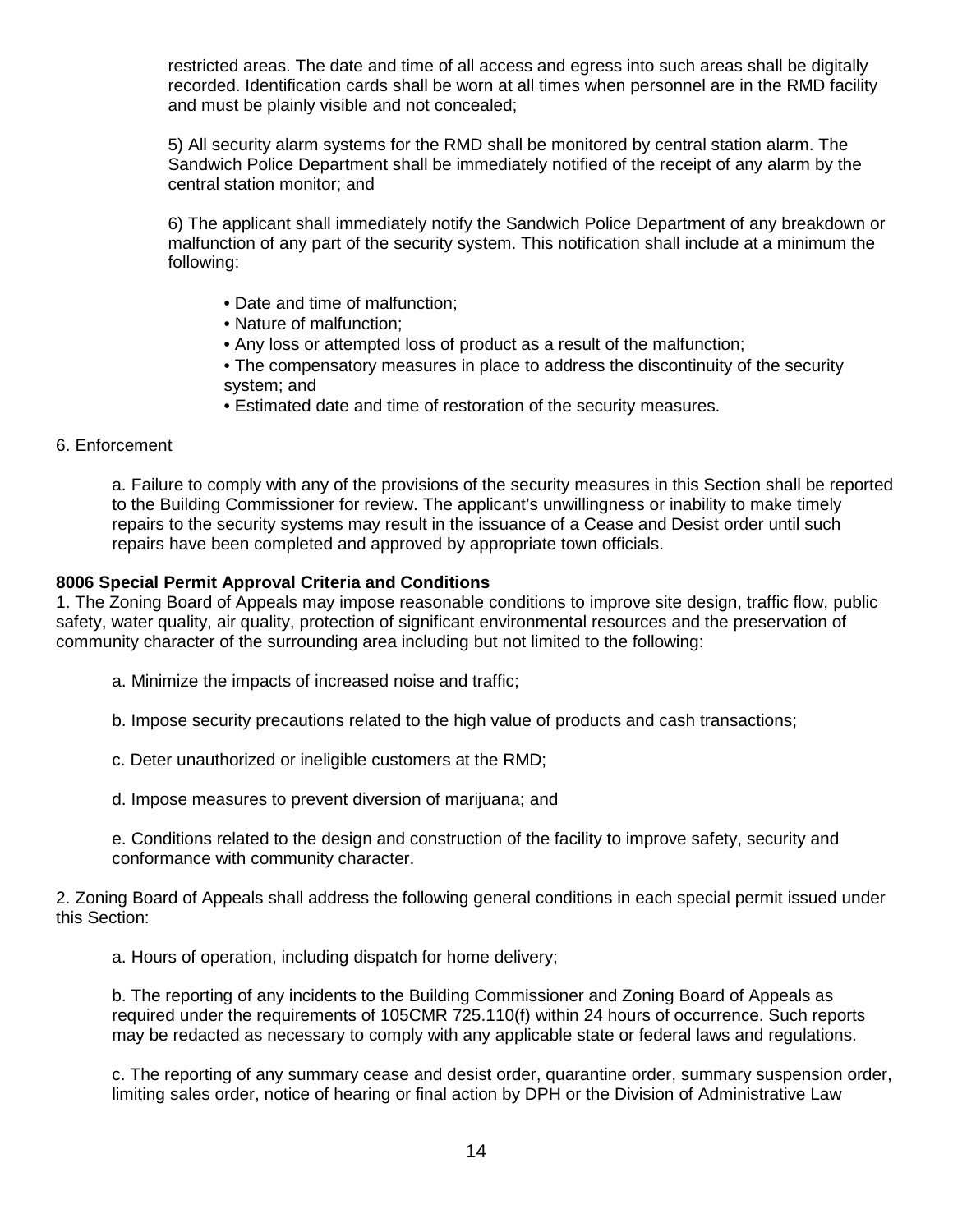restricted areas. The date and time of all access and egress into such areas shall be digitally recorded. Identification cards shall be worn at all times when personnel are in the RMD facility and must be plainly visible and not concealed;

5) All security alarm systems for the RMD shall be monitored by central station alarm. The Sandwich Police Department shall be immediately notified of the receipt of any alarm by the central station monitor; and

6) The applicant shall immediately notify the Sandwich Police Department of any breakdown or malfunction of any part of the security system. This notification shall include at a minimum the following:

- Date and time of malfunction;
- Nature of malfunction;
- Any loss or attempted loss of product as a result of the malfunction;
- The compensatory measures in place to address the discontinuity of the security system; and
- Estimated date and time of restoration of the security measures.

6. Enforcement

a. Failure to comply with any of the provisions of the security measures in this Section shall be reported to the Building Commissioner for review. The applicant's unwillingness or inability to make timely repairs to the security systems may result in the issuance of a Cease and Desist order until such repairs have been completed and approved by appropriate town officials.

**8006 Special Permit Approval Criteria and Conditions**

1. The Zoning Board of Appeals may impose reasonable conditions to improve site design, traffic flow, public safety, water quality, air quality, protection of significant environmental resources and the preservation of community character of the surrounding area including but not limited to the following:

a. Minimize the impacts of increased noise and traffic;

b. Impose security precautions related to the high value of products and cash transactions;

c. Deter unauthorized or ineligible customers at the RMD;

d. Impose measures to prevent diversion of marijuana; and

e. Conditions related to the design and construction of the facility to improve safety, security and conformance with community character.

2. Zoning Board of Appeals shall address the following general conditions in each special permit issued under this Section:

a. Hours of operation, including dispatch for home delivery;

b. The reporting of any incidents to the Building Commissioner and Zoning Board of Appeals as required under the requirements of 105CMR 725.110(f) within 24 hours of occurrence. Such reports may be redacted as necessary to comply with any applicable state or federal laws and regulations.

c. The reporting of any summary cease and desist order, quarantine order, summary suspension order, limiting sales order, notice of hearing or final action by DPH or the Division of Administrative Law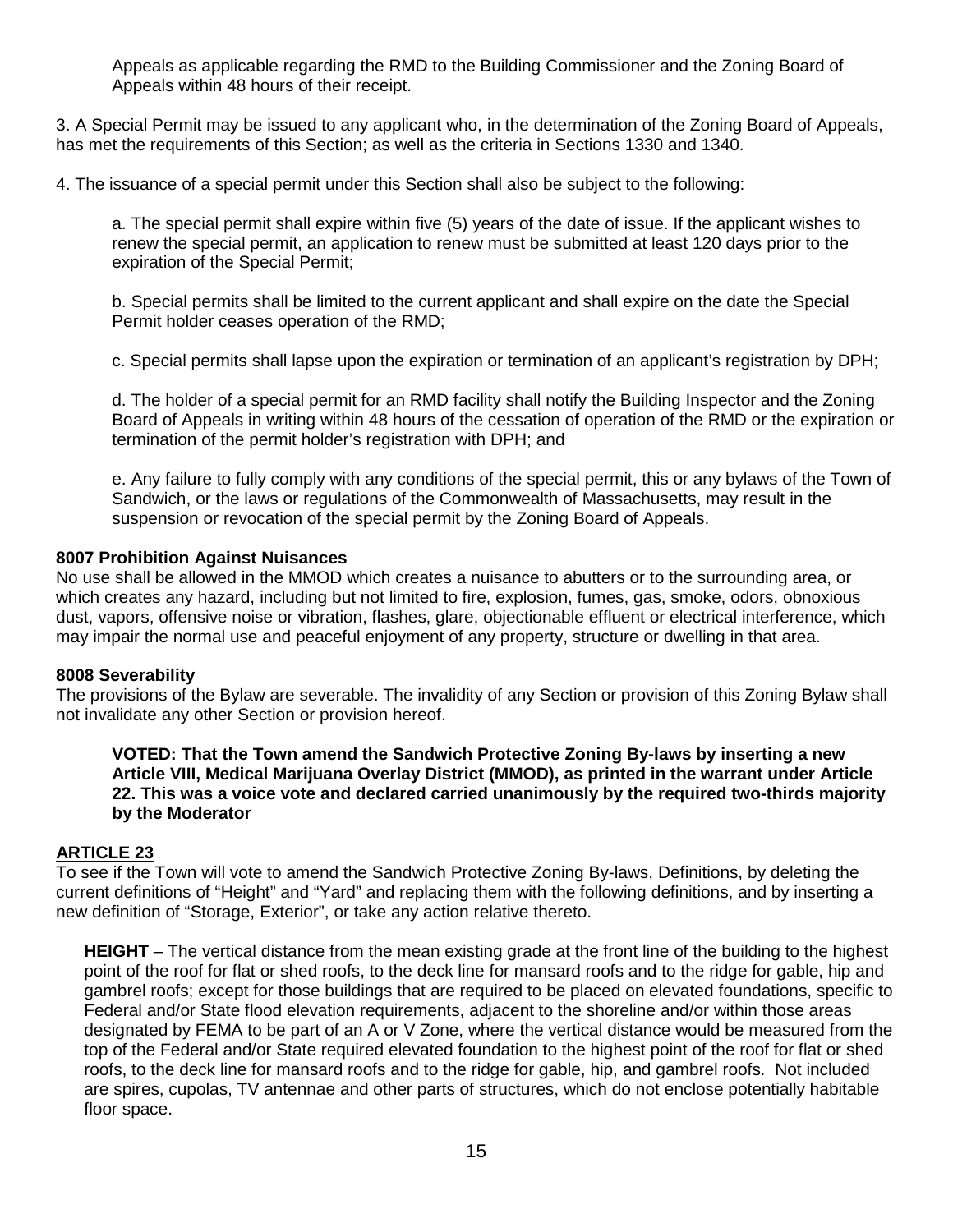Appeals as applicable regarding the RMD to the Building Commissioner and the Zoning Board of Appeals within 48 hours of their receipt.

3. A Special Permit may be issued to any applicant who, in the determination of the Zoning Board of Appeals, has met the requirements of this Section; as well as the criteria in Sections 1330 and 1340.

4. The issuance of a special permit under this Section shall also be subject to the following:

a. The special permit shall expire within five (5) years of the date of issue. If the applicant wishes to renew the special permit, an application to renew must be submitted at least 120 days prior to the expiration of the Special Permit;

b. Special permits shall be limited to the current applicant and shall expire on the date the Special Permit holder ceases operation of the RMD;

c. Special permits shall lapse upon the expiration or termination of an applicant's registration by DPH;

d. The holder of a special permit for an RMD facility shall notify the Building Inspector and the Zoning Board of Appeals in writing within 48 hours of the cessation of operation of the RMD or the expiration or termination of the permit holder's registration with DPH; and

e. Any failure to fully comply with any conditions of the special permit, this or any bylaws of the Town of Sandwich, or the laws or regulations of the Commonwealth of Massachusetts, may result in the suspension or revocation of the special permit by the Zoning Board of Appeals.

**8007 Prohibition Against Nuisances**
No use shall be allowed in the MMOD which creates a nuisance to abutters or to the surrounding area, or which creates any hazard, including but not limited to fire, explosion, fumes, gas, smoke, odors, obnoxious dust, vapors, offensive noise or vibration, flashes, glare, objectionable effluent or electrical interference, which may impair the normal use and peaceful enjoyment of any property, structure or dwelling in that area.

**8008 Severability**
The provisions of the Bylaw are severable. The invalidity of any Section or provision of this Zoning Bylaw shall not invalidate any other Section or provision hereof.

**VOTED: That the Town amend the Sandwich Protective Zoning By-laws by inserting a new Article VIII, Medical Marijuana Overlay District (MMOD), as printed in the warrant under Article 22. This was a voice vote and declared carried unanimously by the required two-thirds majority by the Moderator**

## ARTICLE 23

To see if the Town will vote to amend the Sandwich Protective Zoning By-laws, Definitions, by deleting the current definitions of "Height" and "Yard" and replacing them with the following definitions, and by inserting a new definition of "Storage, Exterior", or take any action relative thereto.

**HEIGHT** – The vertical distance from the mean existing grade at the front line of the building to the highest point of the roof for flat or shed roofs, to the deck line for mansard roofs and to the ridge for gable, hip and gambrel roofs; except for those buildings that are required to be placed on elevated foundations, specific to Federal and/or State flood elevation requirements, adjacent to the shoreline and/or within those areas designated by FEMA to be part of an A or V Zone, where the vertical distance would be measured from the top of the Federal and/or State required elevated foundation to the highest point of the roof for flat or shed roofs, to the deck line for mansard roofs and to the ridge for gable, hip, and gambrel roofs. Not included are spires, cupolas, TV antennae and other parts of structures, which do not enclose potentially habitable floor space.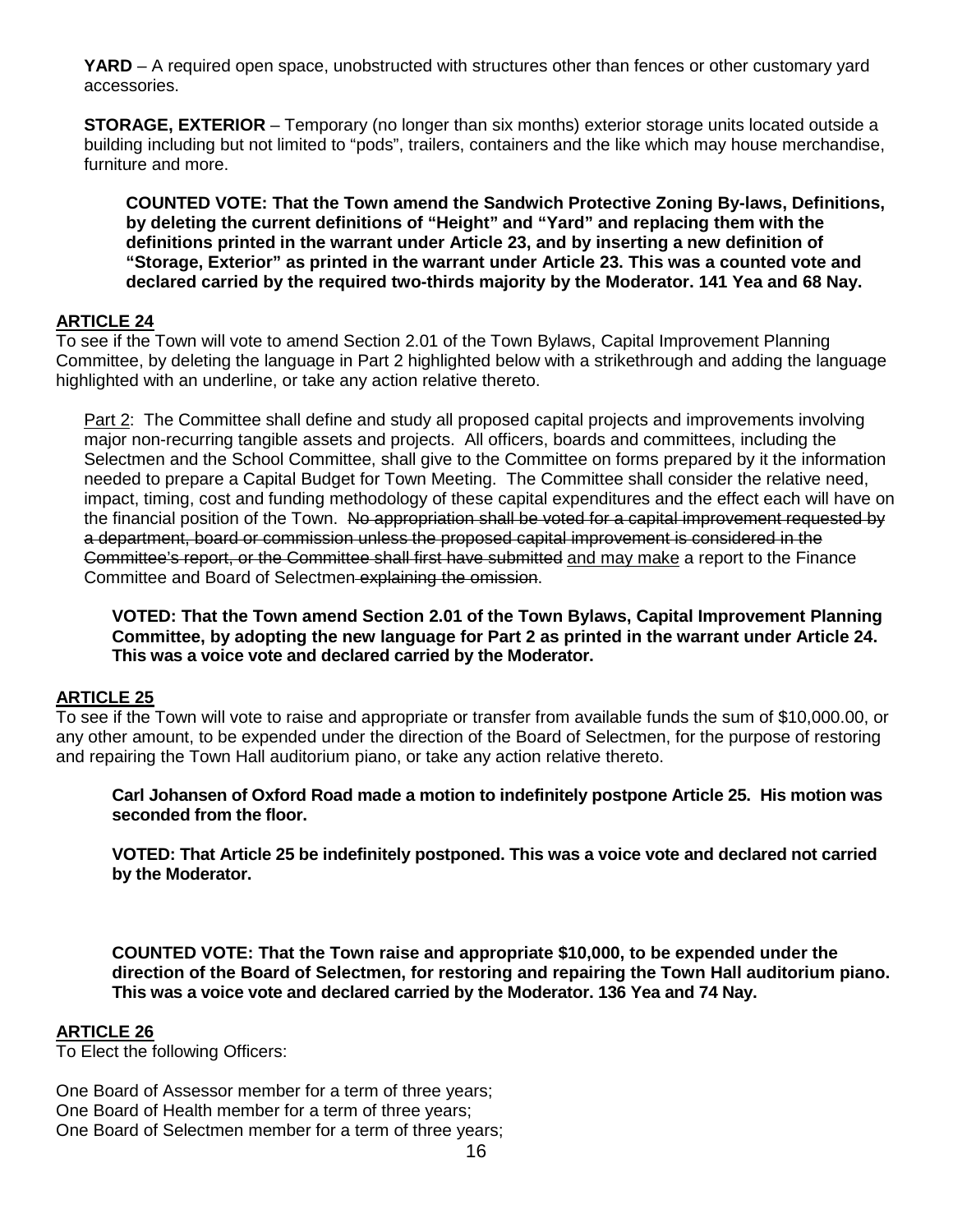**YARD** – A required open space, unobstructed with structures other than fences or other customary yard accessories.

**STORAGE, EXTERIOR** – Temporary (no longer than six months) exterior storage units located outside a building including but not limited to "pods", trailers, containers and the like which may house merchandise, furniture and more.

**COUNTED VOTE: That the Town amend the Sandwich Protective Zoning By-laws, Definitions, by deleting the current definitions of "Height" and "Yard" and replacing them with the definitions printed in the warrant under Article 23, and by inserting a new definition of "Storage, Exterior" as printed in the warrant under Article 23. This was a counted vote and declared carried by the required two-thirds majority by the Moderator. 141 Yea and 68 Nay.**

## ARTICLE 24

To see if the Town will vote to amend Section 2.01 of the Town Bylaws, Capital Improvement Planning Committee, by deleting the language in Part 2 highlighted below with a strikethrough and adding the language highlighted with an underline, or take any action relative thereto.

<u>Part 2</u>: The Committee shall define and study all proposed capital projects and improvements involving major non-recurring tangible assets and projects. All officers, boards and committees, including the Selectmen and the School Committee, shall give to the Committee on forms prepared by it the information needed to prepare a Capital Budget for Town Meeting. The Committee shall consider the relative need, impact, timing, cost and funding methodology of these capital expenditures and the effect each will have on the financial position of the Town. ~~No appropriation shall be voted for a capital improvement requested by a department, board or commission unless the proposed capital improvement is considered in the Committee's report, or the Committee shall first have submitted~~ <u>and may make</u> a report to the Finance Committee and Board of Selectmen ~~explaining the omission~~.

**VOTED: That the Town amend Section 2.01 of the Town Bylaws, Capital Improvement Planning Committee, by adopting the new language for Part 2 as printed in the warrant under Article 24. This was a voice vote and declared carried by the Moderator.**

## ARTICLE 25

To see if the Town will vote to raise and appropriate or transfer from available funds the sum of $10,000.00, or any other amount, to be expended under the direction of the Board of Selectmen, for the purpose of restoring and repairing the Town Hall auditorium piano, or take any action relative thereto.

**Carl Johansen of Oxford Road made a motion to indefinitely postpone Article 25. His motion was seconded from the floor.**

**VOTED: That Article 25 be indefinitely postponed. This was a voice vote and declared not carried by the Moderator.**

**COUNTED VOTE: That the Town raise and appropriate $10,000, to be expended under the direction of the Board of Selectmen, for restoring and repairing the Town Hall auditorium piano. This was a voice vote and declared carried by the Moderator. 136 Yea and 74 Nay.**

## ARTICLE 26

To Elect the following Officers:

One Board of Assessor member for a term of three years;
One Board of Health member for a term of three years;
One Board of Selectmen member for a term of three years;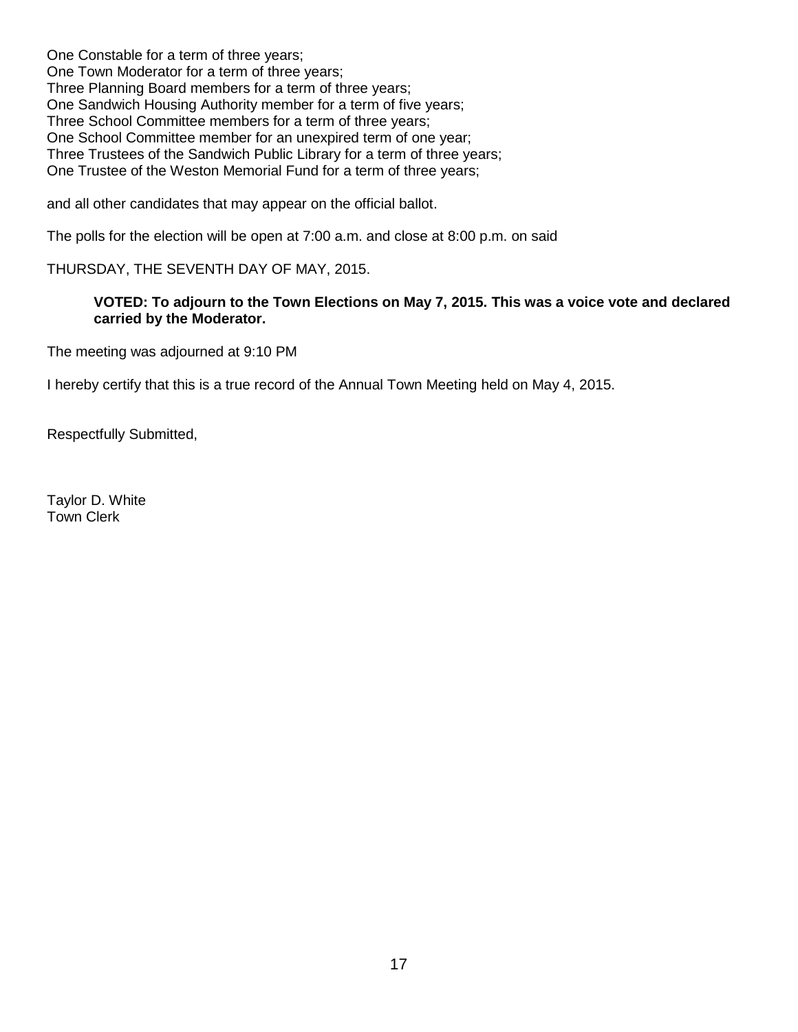One Constable for a term of three years;
One Town Moderator for a term of three years;
Three Planning Board members for a term of three years;
One Sandwich Housing Authority member for a term of five years;
Three School Committee members for a term of three years;
One School Committee member for an unexpired term of one year;
Three Trustees of the Sandwich Public Library for a term of three years;
One Trustee of the Weston Memorial Fund for a term of three years;

and all other candidates that may appear on the official ballot.

The polls for the election will be open at 7:00 a.m. and close at 8:00 p.m. on said

THURSDAY, THE SEVENTH DAY OF MAY, 2015.

> **VOTED: To adjourn to the Town Elections on May 7, 2015. This was a voice vote and declared carried by the Moderator.**

The meeting was adjourned at 9:10 PM

I hereby certify that this is a true record of the Annual Town Meeting held on May 4, 2015.

Respectfully Submitted,

Taylor D. White
Town Clerk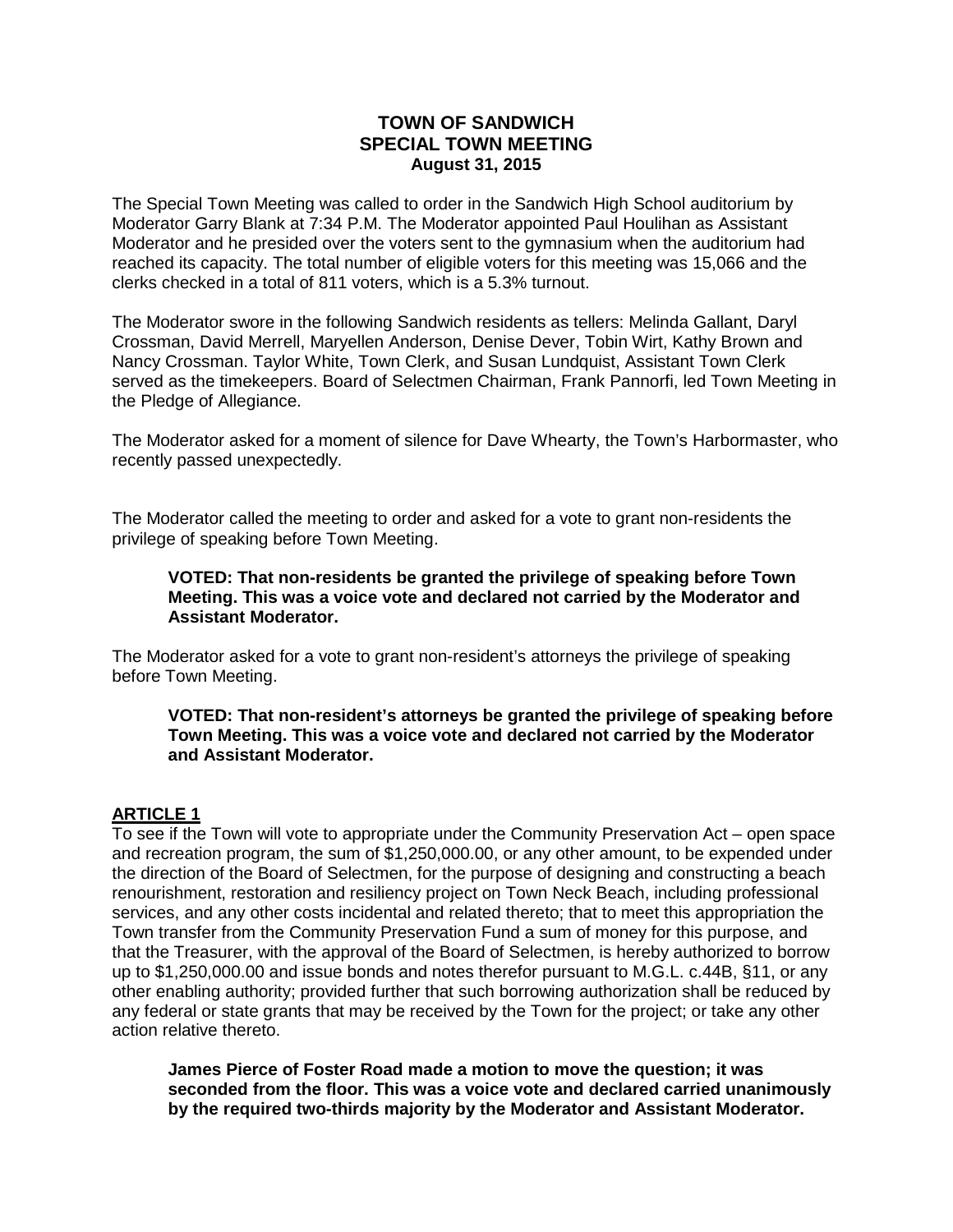# TOWN OF SANDWICH
## SPECIAL TOWN MEETING
### August 31, 2015

The Special Town Meeting was called to order in the Sandwich High School auditorium by Moderator Garry Blank at 7:34 P.M. The Moderator appointed Paul Houlihan as Assistant Moderator and he presided over the voters sent to the gymnasium when the auditorium had reached its capacity. The total number of eligible voters for this meeting was 15,066 and the clerks checked in a total of 811 voters, which is a 5.3% turnout.

The Moderator swore in the following Sandwich residents as tellers: Melinda Gallant, Daryl Crossman, David Merrell, Maryellen Anderson, Denise Dever, Tobin Wirt, Kathy Brown and Nancy Crossman. Taylor White, Town Clerk, and Susan Lundquist, Assistant Town Clerk served as the timekeepers. Board of Selectmen Chairman, Frank Pannorfi, led Town Meeting in the Pledge of Allegiance.

The Moderator asked for a moment of silence for Dave Whearty, the Town's Harbormaster, who recently passed unexpectedly.

The Moderator called the meeting to order and asked for a vote to grant non-residents the privilege of speaking before Town Meeting.

> **VOTED: That non-residents be granted the privilege of speaking before Town Meeting. This was a voice vote and declared not carried by the Moderator and Assistant Moderator.**

The Moderator asked for a vote to grant non-resident's attorneys the privilege of speaking before Town Meeting.

> **VOTED: That non-resident's attorneys be granted the privilege of speaking before Town Meeting. This was a voice vote and declared not carried by the Moderator and Assistant Moderator.**

**ARTICLE 1**

To see if the Town will vote to appropriate under the Community Preservation Act – open space and recreation program, the sum of $1,250,000.00, or any other amount, to be expended under the direction of the Board of Selectmen, for the purpose of designing and constructing a beach renourishment, restoration and resiliency project on Town Neck Beach, including professional services, and any other costs incidental and related thereto; that to meet this appropriation the Town transfer from the Community Preservation Fund a sum of money for this purpose, and that the Treasurer, with the approval of the Board of Selectmen, is hereby authorized to borrow up to $1,250,000.00 and issue bonds and notes therefor pursuant to M.G.L. c.44B, §11, or any other enabling authority; provided further that such borrowing authorization shall be reduced by any federal or state grants that may be received by the Town for the project; or take any other action relative thereto.

> **James Pierce of Foster Road made a motion to move the question; it was seconded from the floor. This was a voice vote and declared carried unanimously by the required two-thirds majority by the Moderator and Assistant Moderator.**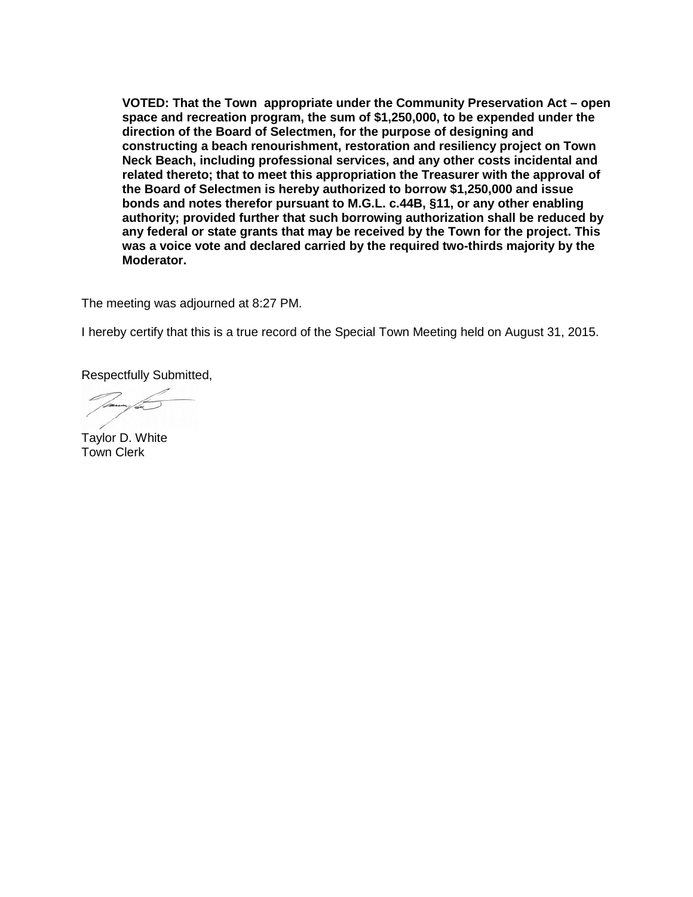**VOTED: That the Town appropriate under the Community Preservation Act – open space and recreation program, the sum of $1,250,000, to be expended under the direction of the Board of Selectmen, for the purpose of designing and constructing a beach renourishment, restoration and resiliency project on Town Neck Beach, including professional services, and any other costs incidental and related thereto; that to meet this appropriation the Treasurer with the approval of the Board of Selectmen is hereby authorized to borrow $1,250,000 and issue bonds and notes therefor pursuant to M.G.L. c.44B, §11, or any other enabling authority; provided further that such borrowing authorization shall be reduced by any federal or state grants that may be received by the Town for the project. This was a voice vote and declared carried by the required two-thirds majority by the Moderator.**

The meeting was adjourned at 8:27 PM.

I hereby certify that this is a true record of the Special Town Meeting held on August 31, 2015.

Respectfully Submitted,

Taylor D. White
Town Clerk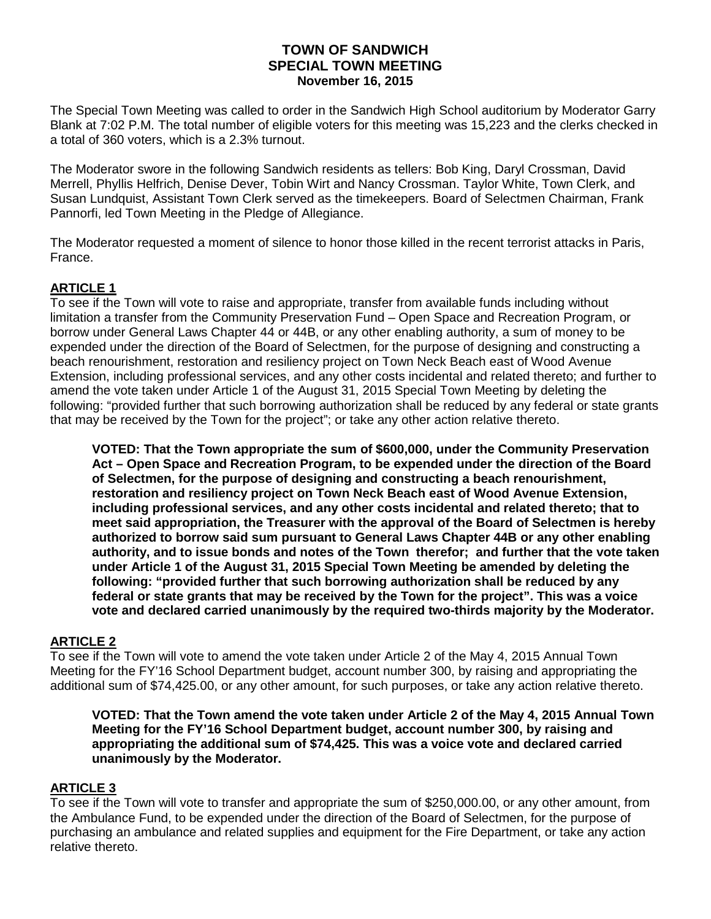# TOWN OF SANDWICH
## SPECIAL TOWN MEETING
### November 16, 2015

The Special Town Meeting was called to order in the Sandwich High School auditorium by Moderator Garry Blank at 7:02 P.M. The total number of eligible voters for this meeting was 15,223 and the clerks checked in a total of 360 voters, which is a 2.3% turnout.

The Moderator swore in the following Sandwich residents as tellers: Bob King, Daryl Crossman, David Merrell, Phyllis Helfrich, Denise Dever, Tobin Wirt and Nancy Crossman. Taylor White, Town Clerk, and Susan Lundquist, Assistant Town Clerk served as the timekeepers. Board of Selectmen Chairman, Frank Pannorfi, led Town Meeting in the Pledge of Allegiance.

The Moderator requested a moment of silence to honor those killed in the recent terrorist attacks in Paris, France.

**ARTICLE 1**

To see if the Town will vote to raise and appropriate, transfer from available funds including without limitation a transfer from the Community Preservation Fund – Open Space and Recreation Program, or borrow under General Laws Chapter 44 or 44B, or any other enabling authority, a sum of money to be expended under the direction of the Board of Selectmen, for the purpose of designing and constructing a beach renourishment, restoration and resiliency project on Town Neck Beach east of Wood Avenue Extension, including professional services, and any other costs incidental and related thereto; and further to amend the vote taken under Article 1 of the August 31, 2015 Special Town Meeting by deleting the following: "provided further that such borrowing authorization shall be reduced by any federal or state grants that may be received by the Town for the project"; or take any other action relative thereto.

> **VOTED: That the Town appropriate the sum of $600,000, under the Community Preservation Act – Open Space and Recreation Program, to be expended under the direction of the Board of Selectmen, for the purpose of designing and constructing a beach renourishment, restoration and resiliency project on Town Neck Beach east of Wood Avenue Extension, including professional services, and any other costs incidental and related thereto; that to meet said appropriation, the Treasurer with the approval of the Board of Selectmen is hereby authorized to borrow said sum pursuant to General Laws Chapter 44B or any other enabling authority, and to issue bonds and notes of the Town therefor; and further that the vote taken under Article 1 of the August 31, 2015 Special Town Meeting be amended by deleting the following: "provided further that such borrowing authorization shall be reduced by any federal or state grants that may be received by the Town for the project". This was a voice vote and declared carried unanimously by the required two-thirds majority by the Moderator.**

**ARTICLE 2**

To see if the Town will vote to amend the vote taken under Article 2 of the May 4, 2015 Annual Town Meeting for the FY'16 School Department budget, account number 300, by raising and appropriating the additional sum of $74,425.00, or any other amount, for such purposes, or take any action relative thereto.

> **VOTED: That the Town amend the vote taken under Article 2 of the May 4, 2015 Annual Town Meeting for the FY'16 School Department budget, account number 300, by raising and appropriating the additional sum of $74,425. This was a voice vote and declared carried unanimously by the Moderator.**

**ARTICLE 3**

To see if the Town will vote to transfer and appropriate the sum of $250,000.00, or any other amount, from the Ambulance Fund, to be expended under the direction of the Board of Selectmen, for the purpose of purchasing an ambulance and related supplies and equipment for the Fire Department, or take any action relative thereto.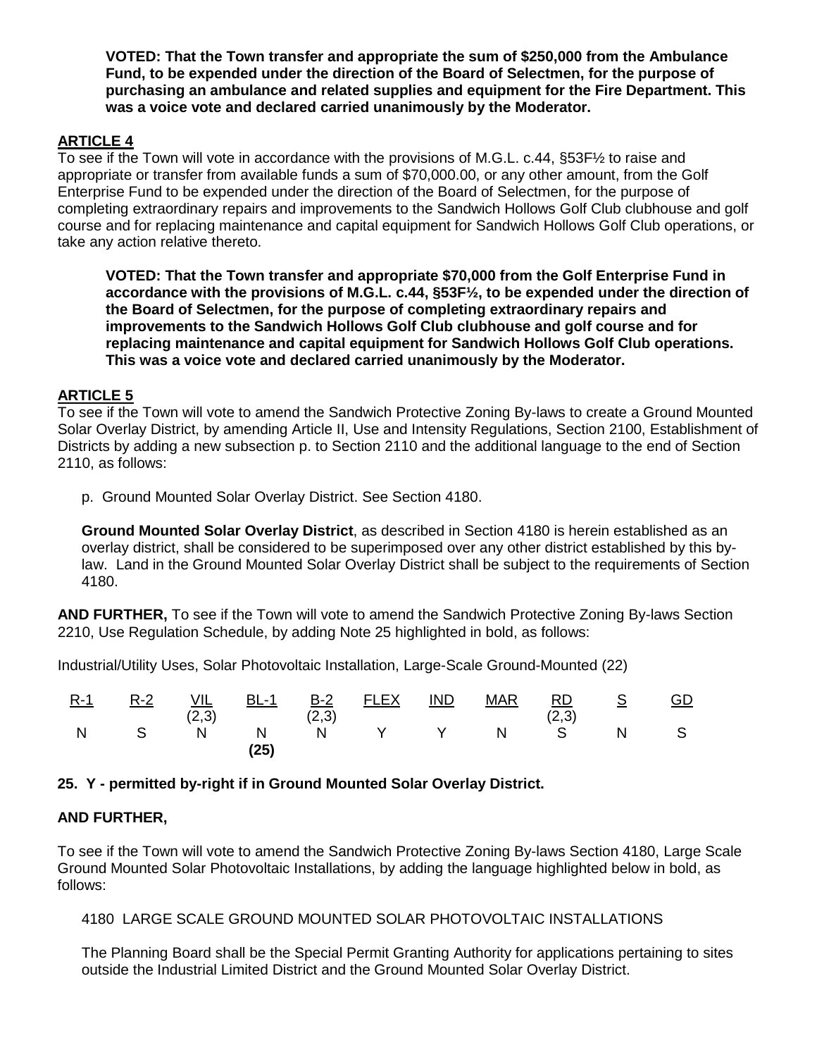**VOTED: That the Town transfer and appropriate the sum of $250,000 from the Ambulance Fund, to be expended under the direction of the Board of Selectmen, for the purpose of purchasing an ambulance and related supplies and equipment for the Fire Department. This was a voice vote and declared carried unanimously by the Moderator.**

## ARTICLE 4

To see if the Town will vote in accordance with the provisions of M.G.L. c.44, §53F½ to raise and appropriate or transfer from available funds a sum of $70,000.00, or any other amount, from the Golf Enterprise Fund to be expended under the direction of the Board of Selectmen, for the purpose of completing extraordinary repairs and improvements to the Sandwich Hollows Golf Club clubhouse and golf course and for replacing maintenance and capital equipment for Sandwich Hollows Golf Club operations, or take any action relative thereto.

**VOTED: That the Town transfer and appropriate $70,000 from the Golf Enterprise Fund in accordance with the provisions of M.G.L. c.44, §53F½, to be expended under the direction of the Board of Selectmen, for the purpose of completing extraordinary repairs and improvements to the Sandwich Hollows Golf Club clubhouse and golf course and for replacing maintenance and capital equipment for Sandwich Hollows Golf Club operations. This was a voice vote and declared carried unanimously by the Moderator.**

## ARTICLE 5

To see if the Town will vote to amend the Sandwich Protective Zoning By-laws to create a Ground Mounted Solar Overlay District, by amending Article II, Use and Intensity Regulations, Section 2100, Establishment of Districts by adding a new subsection p. to Section 2110 and the additional language to the end of Section 2110, as follows:

p. Ground Mounted Solar Overlay District. See Section 4180.

**Ground Mounted Solar Overlay District**, as described in Section 4180 is herein established as an overlay district, shall be considered to be superimposed over any other district established by this by-law. Land in the Ground Mounted Solar Overlay District shall be subject to the requirements of Section 4180.

**AND FURTHER,** To see if the Town will vote to amend the Sandwich Protective Zoning By-laws Section 2210, Use Regulation Schedule, by adding Note 25 highlighted in bold, as follows:

Industrial/Utility Uses, Solar Photovoltaic Installation, Large-Scale Ground-Mounted (22)

| R-1 | R-2 | VIL (2,3) | BL-1 | B-2 (2,3) | FLEX | IND | MAR | RD (2,3) | S | GD |
|---|---|---|---|---|---|---|---|---|---|---|
| N | S | N | N **(25)** | N | Y | Y | N | S | N | S |

**25. Y - permitted by-right if in Ground Mounted Solar Overlay District.**

**AND FURTHER,**

To see if the Town will vote to amend the Sandwich Protective Zoning By-laws Section 4180, Large Scale Ground Mounted Solar Photovoltaic Installations, by adding the language highlighted below in bold, as follows:

4180 LARGE SCALE GROUND MOUNTED SOLAR PHOTOVOLTAIC INSTALLATIONS

The Planning Board shall be the Special Permit Granting Authority for applications pertaining to sites outside the Industrial Limited District and the Ground Mounted Solar Overlay District.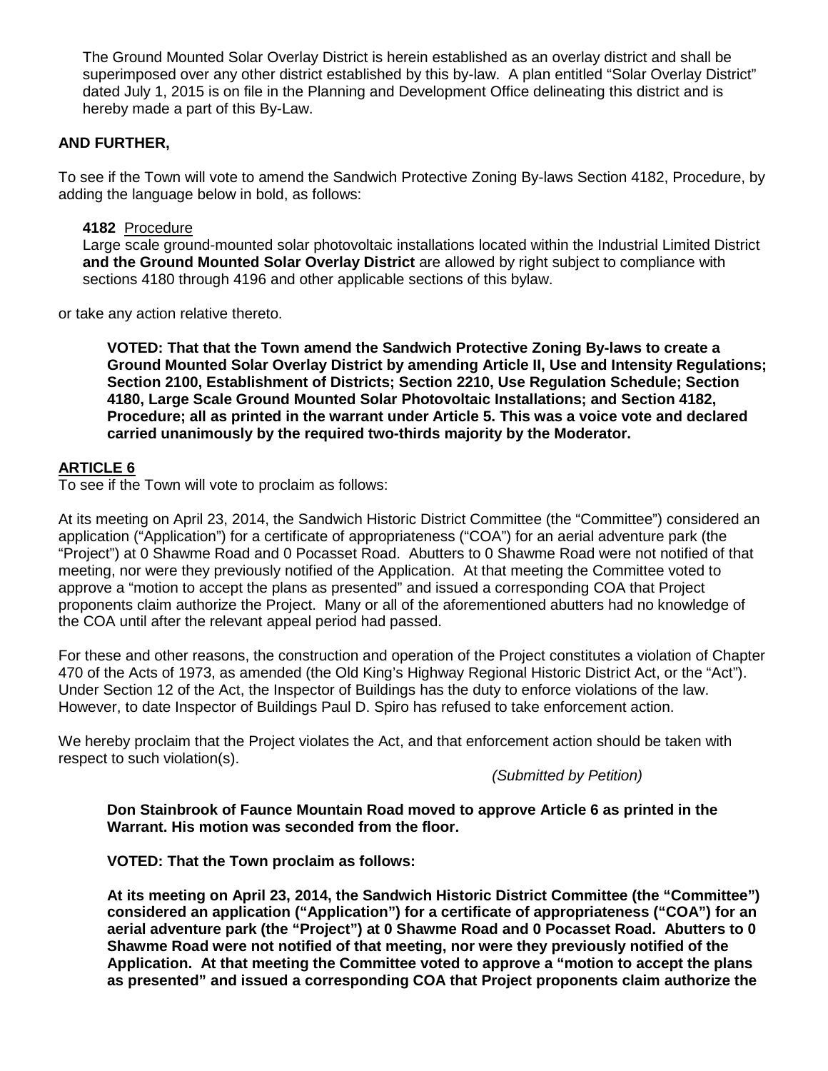The Ground Mounted Solar Overlay District is herein established as an overlay district and shall be superimposed over any other district established by this by-law. A plan entitled "Solar Overlay District" dated July 1, 2015 is on file in the Planning and Development Office delineating this district and is hereby made a part of this By-Law.

**AND FURTHER,**

To see if the Town will vote to amend the Sandwich Protective Zoning By-laws Section 4182, Procedure, by adding the language below in bold, as follows:

**4182** Procedure
Large scale ground-mounted solar photovoltaic installations located within the Industrial Limited District **and the Ground Mounted Solar Overlay District** are allowed by right subject to compliance with sections 4180 through 4196 and other applicable sections of this bylaw.

or take any action relative thereto.

**VOTED: That that the Town amend the Sandwich Protective Zoning By-laws to create a Ground Mounted Solar Overlay District by amending Article II, Use and Intensity Regulations; Section 2100, Establishment of Districts; Section 2210, Use Regulation Schedule; Section 4180, Large Scale Ground Mounted Solar Photovoltaic Installations; and Section 4182, Procedure; all as printed in the warrant under Article 5. This was a voice vote and declared carried unanimously by the required two-thirds majority by the Moderator.**

## ARTICLE 6

To see if the Town will vote to proclaim as follows:

At its meeting on April 23, 2014, the Sandwich Historic District Committee (the "Committee") considered an application ("Application") for a certificate of appropriateness ("COA") for an aerial adventure park (the "Project") at 0 Shawme Road and 0 Pocasset Road. Abutters to 0 Shawme Road were not notified of that meeting, nor were they previously notified of the Application. At that meeting the Committee voted to approve a "motion to accept the plans as presented" and issued a corresponding COA that Project proponents claim authorize the Project. Many or all of the aforementioned abutters had no knowledge of the COA until after the relevant appeal period had passed.

For these and other reasons, the construction and operation of the Project constitutes a violation of Chapter 470 of the Acts of 1973, as amended (the Old King's Highway Regional Historic District Act, or the "Act"). Under Section 12 of the Act, the Inspector of Buildings has the duty to enforce violations of the law. However, to date Inspector of Buildings Paul D. Spiro has refused to take enforcement action.

We hereby proclaim that the Project violates the Act, and that enforcement action should be taken with respect to such violation(s).

*(Submitted by Petition)*

**Don Stainbrook of Faunce Mountain Road moved to approve Article 6 as printed in the Warrant. His motion was seconded from the floor.**

**VOTED: That the Town proclaim as follows:**

**At its meeting on April 23, 2014, the Sandwich Historic District Committee (the "Committee") considered an application ("Application") for a certificate of appropriateness ("COA") for an aerial adventure park (the "Project") at 0 Shawme Road and 0 Pocasset Road. Abutters to 0 Shawme Road were not notified of that meeting, nor were they previously notified of the Application. At that meeting the Committee voted to approve a "motion to accept the plans as presented" and issued a corresponding COA that Project proponents claim authorize the**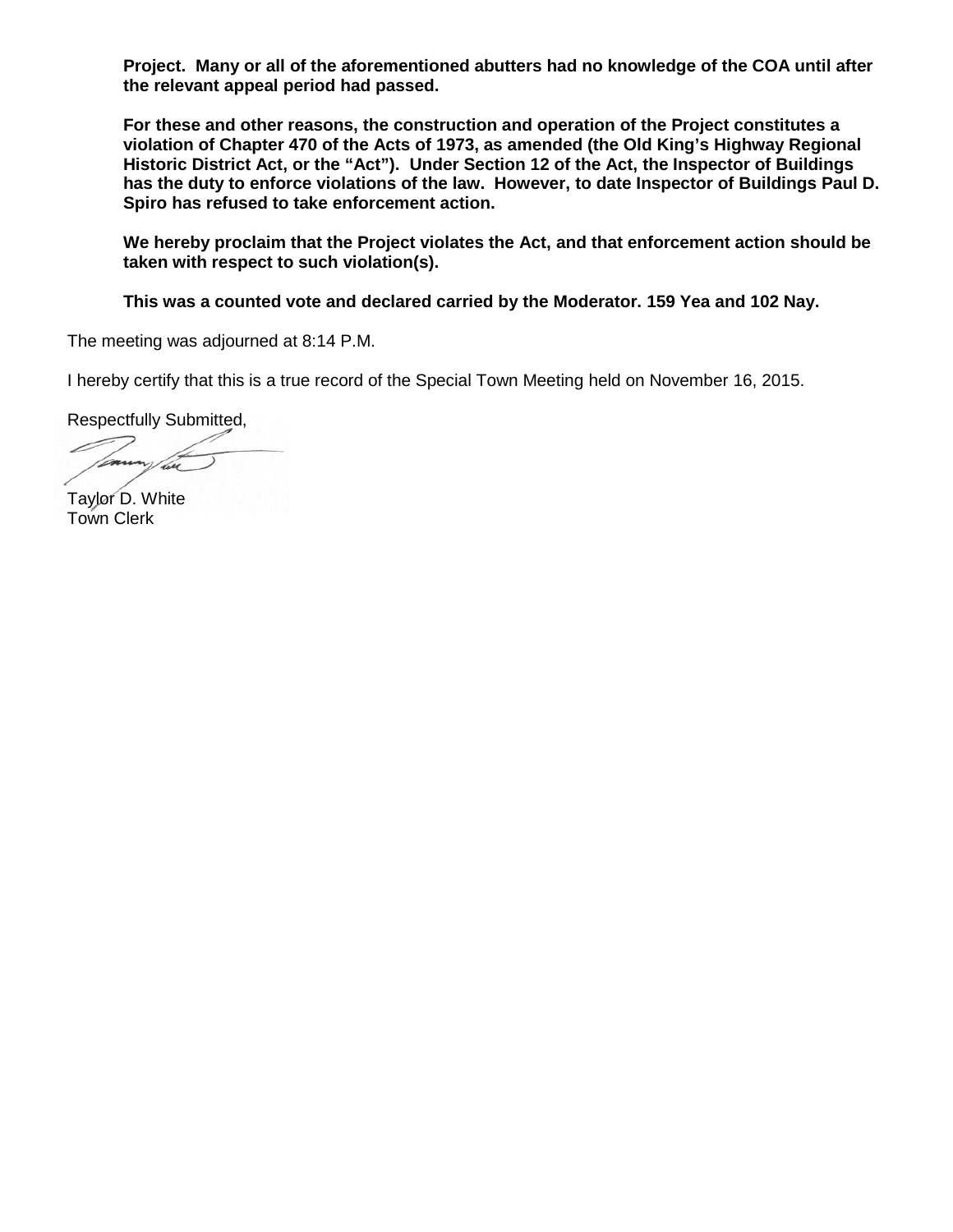**Project. Many or all of the aforementioned abutters had no knowledge of the COA until after the relevant appeal period had passed.**

**For these and other reasons, the construction and operation of the Project constitutes a violation of Chapter 470 of the Acts of 1973, as amended (the Old King's Highway Regional Historic District Act, or the "Act"). Under Section 12 of the Act, the Inspector of Buildings has the duty to enforce violations of the law. However, to date Inspector of Buildings Paul D. Spiro has refused to take enforcement action.**

**We hereby proclaim that the Project violates the Act, and that enforcement action should be taken with respect to such violation(s).**

**This was a counted vote and declared carried by the Moderator. 159 Yea and 102 Nay.**

The meeting was adjourned at 8:14 P.M.

I hereby certify that this is a true record of the Special Town Meeting held on November 16, 2015.

Respectfully Submitted,

Taylor D. White
Town Clerk